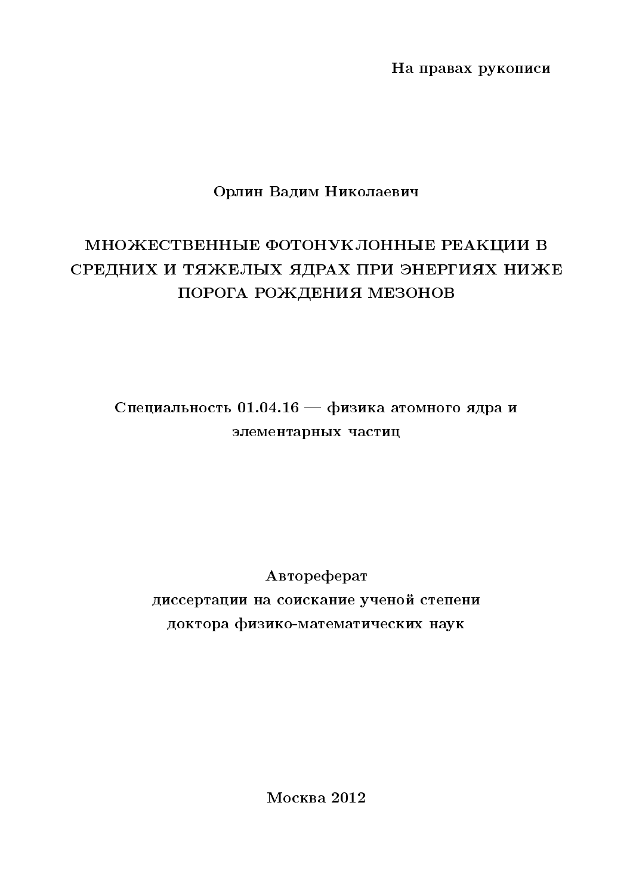**На правах рукописи**

**Орлин Вадим Николаевич**

# МНОЖЕСТВЕННЫЕ ФОТОНУКЛОННЫЕ РЕАКЦИИ В СРЕДНИХ И ТЯЖЕЛЫХ ЯДРАХ ПРИ ЭНЕРГИЯХ НИЖЕ ПОРОГА РОЖДЕНИЯ МЕЗОНОВ

**Специальность 01.04.16 — физика атомного ядра и элементарных частиц**

**Автореферат**
**диссертации на соискание ученой степени**
**доктора физико-математических наук**

**Москва 2012**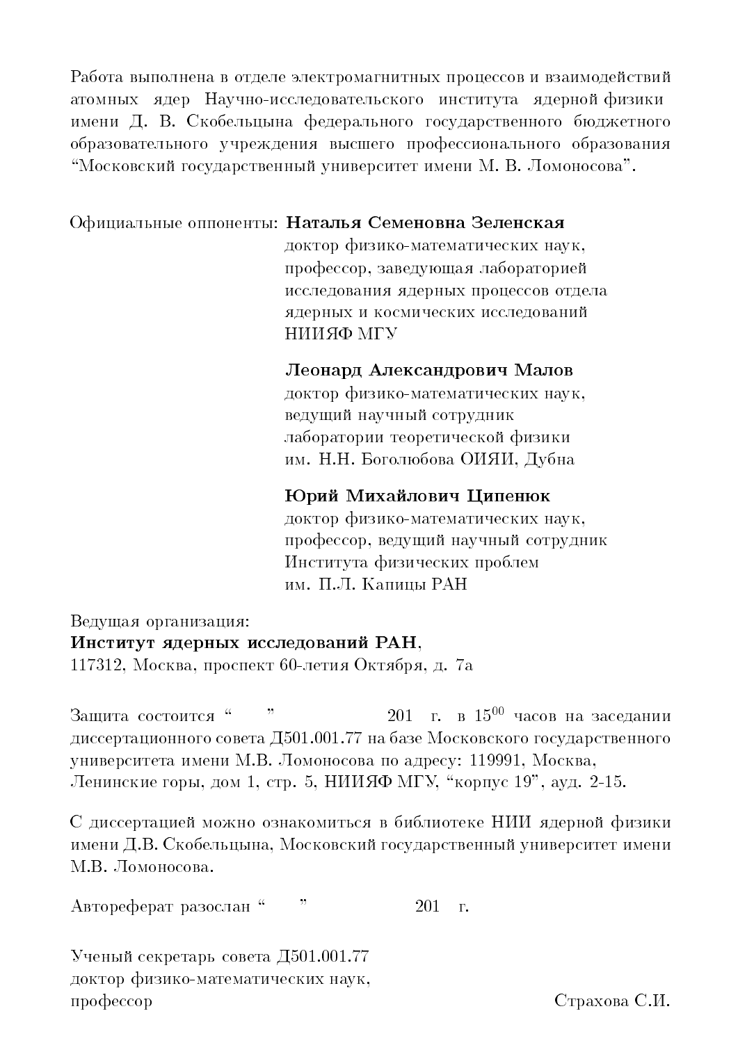Работа выполнена в отделе электромагнитных процессов и взаимодействий атомных ядер Научно-исследовательского института ядерной физики имени Д. В. Скобельцына федерального государственного бюджетного образовательного учреждения высшего профессионального образования "Московский государственный университет имени М. В. Ломоносова".

Официальные оппоненты: **Наталья Семеновна Зеленская**
доктор физико-математических наук,
профессор, заведующая лабораторией
исследования ядерных процессов отдела
ядерных и космических исследований
НИИЯФ МГУ

**Леонард Александрович Малов**
доктор физико-математических наук,
ведущий научный сотрудник
лаборатории теоретической физики
им. Н.Н. Боголюбова ОИЯИ, Дубна

**Юрий Михайлович Ципенюк**
доктор физико-математических наук,
профессор, ведущий научный сотрудник
Института физических проблем
им. П.Л. Капицы РАН

Ведущая организация:
**Институт ядерных исследований РАН**,
117312, Москва, проспект 60-летия Октября, д. 7а

Защита состоится " " 201 г. в $15^{00}$ часов на заседании диссертационного совета Д501.001.77 на базе Московского государственного университета имени М.В. Ломоносова по адресу: 119991, Москва, Ленинские горы, дом 1, стр. 5, НИИЯФ МГУ, "корпус 19", ауд. 2-15.

С диссертацией можно ознакомиться в библиотеке НИИ ядерной физики имени Д.В. Скобельцына, Московский государственный университет имени М.В. Ломоносова.

Автореферат разослан " " 201 г.

Ученый секретарь совета Д501.001.77
доктор физико-математических наук,
профессор Страхова С.И.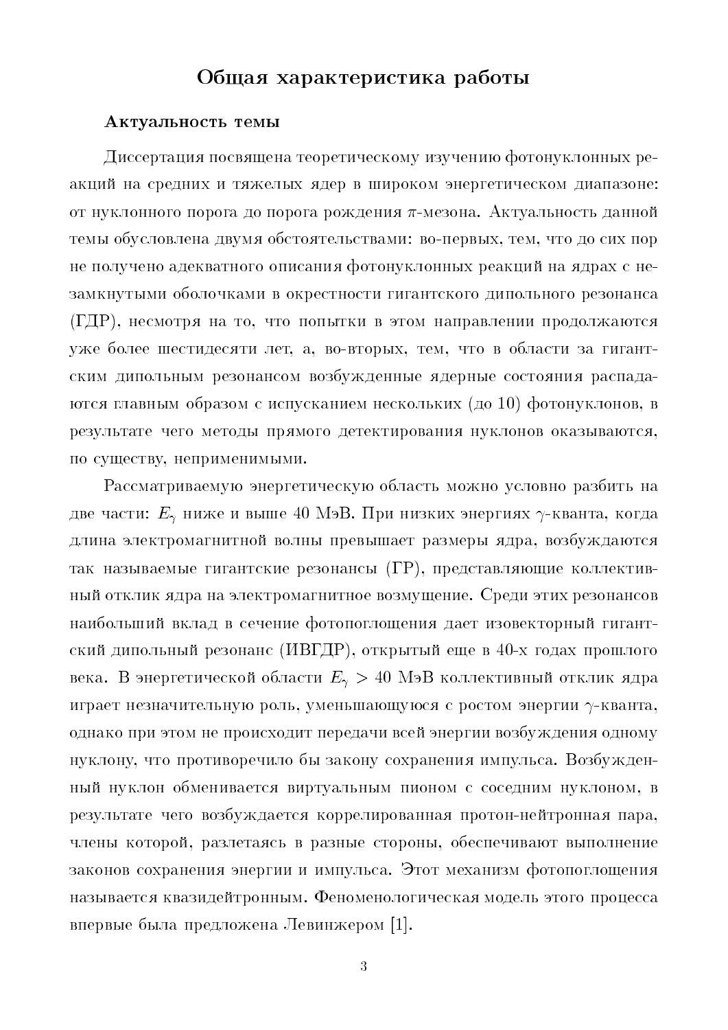# Общая характеристика работы

## Актуальность темы

Диссертация посвящена теоретическому изучению фотонуклонных реакций на средних и тяжелых ядер в широком энергетическом диапазоне: от нуклонного порога до порога рождения $\pi$-мезона. Актуальность данной темы обусловлена двумя обстоятельствами: во-первых, тем, что до сих пор не получено адекватного описания фотонуклонных реакций на ядрах с незамкнутыми оболочками в окрестности гигантского дипольного резонанса (ГДР), несмотря на то, что попытки в этом направлении продолжаются уже более шестидесяти лет, а, во-вторых, тем, что в области за гигантским дипольным резонансом возбужденные ядерные состояния распадаются главным образом с испусканием нескольких (до 10) фотонуклонов, в результате чего методы прямого детектирования нуклонов оказываются, по существу, неприменимыми.

Рассматриваемую энергетическую область можно условно разбить на две части: $E_\gamma$ ниже и выше 40 МэВ. При низких энергиях $\gamma$-кванта, когда длина электромагнитной волны превышает размеры ядра, возбуждаются так называемые гигантские резонансы (ГР), представляющие коллективный отклик ядра на электромагнитное возмущение. Среди этих резонансов наибольший вклад в сечение фотопоглощения дает изовекторный гигантский дипольный резонанс (ИВГДР), открытый еще в 40-х годах прошлого века. В энергетической области $E_\gamma > 40$ МэВ коллективный отклик ядра играет незначительную роль, уменьшающуюся с ростом энергии $\gamma$-кванта, однако при этом не происходит передачи всей энергии возбуждения одному нуклону, что противоречило бы закону сохранения импульса. Возбужденный нуклон обменивается виртуальным пионом с соседним нуклоном, в результате чего возбуждается коррелированная протон-нейтронная пара, члены которой, разлетаясь в разные стороны, обеспечивают выполнение законов сохранения энергии и импульса. Этот механизм фотопоглощения называется квазидейтронным. Феноменологическая модель этого процесса впервые была предложена Левинжером [1].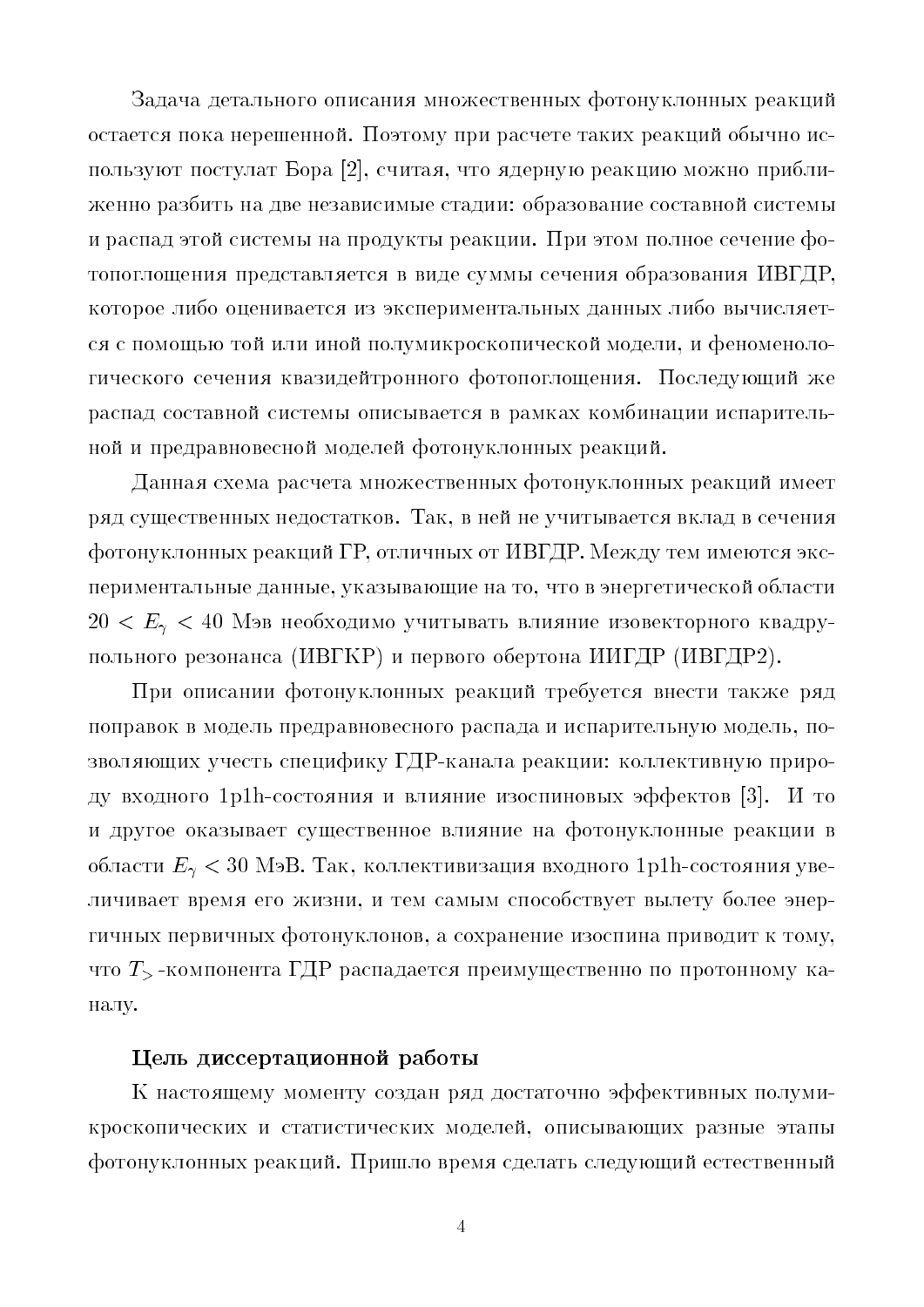Задача детального описания множественных фотонуклонных реакций остается пока нерешенной. Поэтому при расчете таких реакций обычно используют постулат Бора [2], считая, что ядерную реакцию можно приближенно разбить на две независимые стадии: образование составной системы и распад этой системы на продукты реакции. При этом полное сечение фотопоглощения представляется в виде суммы сечения образования ИВГДР, которое либо оценивается из экспериментальных данных либо вычисляется с помощью той или иной полумикроскопической модели, и феноменологического сечения квазидейтронного фотопоглощения. Последующий же распад составной системы описывается в рамках комбинации испарительной и предравновесной моделей фотонуклонных реакций.

Данная схема расчета множественных фотонуклонных реакций имеет ряд существенных недостатков. Так, в ней не учитывается вклад в сечения фотонуклонных реакций ГР, отличных от ИВГДР. Между тем имеются экспериментальные данные, указывающие на то, что в энергетической области $20 < E_\gamma < 40$ Мэв необходимо учитывать влияние изовекторного квадрупольного резонанса (ИВГКР) и первого обертона ИИГДР (ИВГДР2).

При описании фотонуклонных реакций требуется внести также ряд поправок в модель предравновесного распада и испарительную модель, позволяющих учесть специфику ГДР-канала реакции: коллективную природу входного 1p1h-состояния и влияние изоспиновых эффектов [3]. И то и другое оказывает существенное влияние на фотонуклонные реакции в области $E_\gamma < 30$ МэВ. Так, коллективизация входного 1p1h-состояния увеличивает время его жизни, и тем самым способствует вылету более энергичных первичных фотонуклонов, а сохранение изоспина приводит к тому, что $T_>$-компонента ГДР распадается преимущественно по протонному каналу.

### Цель диссертационной работы

К настоящему моменту создан ряд достаточно эффективных полумикроскопических и статистических моделей, описывающих разные этапы фотонуклонных реакций. Пришло время сделать следующий естественный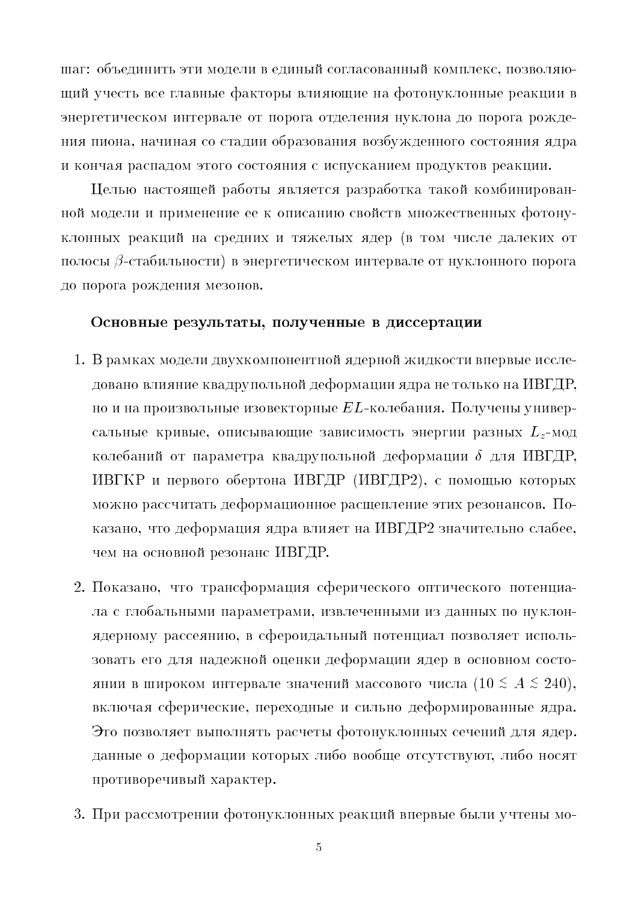шаг: объединить эти модели в единый согласованный комплекс, позволяющий учесть все главные факторы влияющие на фотонуклонные реакции в энергетическом интервале от порога отделения нуклона до порога рождения пиона, начиная со стадии образования возбужденного состояния ядра и кончая распадом этого состояния с испусканием продуктов реакции.

Целью настоящей работы является разработка такой комбинированной модели и применение ее к описанию свойств множественных фотонуклонных реакций на средних и тяжелых ядер (в том числе далеких от полосы $\beta$-стабильности) в энергетическом интервале от нуклонного порога до порога рождения мезонов.

### Основные результаты, полученные в диссертации

1. В рамках модели двухкомпонентной ядерной жидкости впервые исследовано влияние квадрупольной деформации ядра не только на ИВГДР, но и на произвольные изовекторные $EL$-колебания. Получены универсальные кривые, описывающие зависимость энергии разных $L_z$-мод колебаний от параметра квадрупольной деформации $\delta$ для ИВГДР, ИВГКР и первого обертона ИВГДР (ИВГДР2), с помощью которых можно рассчитать деформационное расщепление этих резонансов. Показано, что деформация ядра влияет на ИВГДР2 значительно слабее, чем на основной резонанс ИВГДР.

2. Показано, что трансформация сферического оптического потенциала с глобальными параметрами, извлеченными из данных по нуклон-ядерному рассеянию, в сфероидальный потенциал позволяет использовать его для надежной оценки деформации ядер в основном состоянии в широком интервале значений массового числа ($10 \lesssim A \lesssim 240$), включая сферические, переходные и сильно деформированные ядра. Это позволяет выполнять расчеты фотонуклонных сечений для ядер. данные о деформации которых либо вообще отсутствуют, либо носят противоречивый характер.

3. При рассмотрении фотонуклонных реакций впервые были учтены мо-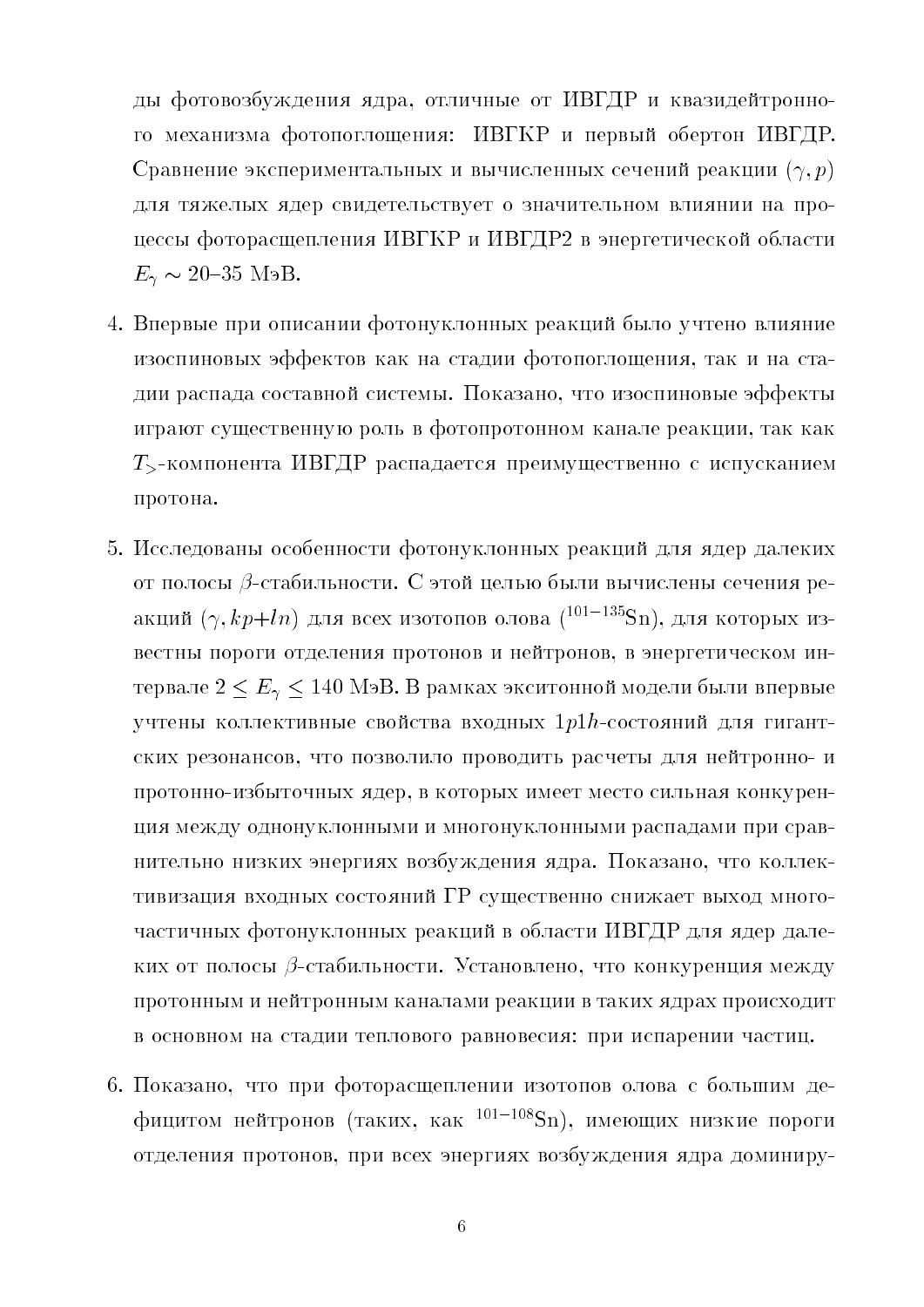ды фотовозбуждения ядра, отличные от ИВГДР и квазидейтронного механизма фотопоглощения: ИВГКР и первый обертон ИВГДР. Сравнение экспериментальных и вычисленных сечений реакции $(\gamma, p)$ для тяжелых ядер свидетельствует о значительном влиянии на процессы фоторасщепления ИВГКР и ИВГДР2 в энергетической области $E_\gamma \sim 20$–$35$ МэВ.

4. Впервые при описании фотонуклонных реакций было учтено влияние изоспиновых эффектов как на стадии фотопоглощения, так и на стадии распада составной системы. Показано, что изоспиновые эффекты играют существенную роль в фотопротонном канале реакции, так как $T_>$-компонента ИВГДР распадается преимущественно с испусканием протона.

5. Исследованы особенности фотонуклонных реакций для ядер далеких от полосы $\beta$-стабильности. С этой целью были вычислены сечения реакций $(\gamma, kp{+}ln)$ для всех изотопов олова ($^{101-135}$Sn), для которых известны пороги отделения протонов и нейтронов, в энергетическом интервале $2 \le E_\gamma \le 140$ МэВ. В рамках экситонной модели были впервые учтены коллективные свойства входных $1p1h$-состояний для гигантских резонансов, что позволило проводить расчеты для нейтронно- и протонно-избыточных ядер, в которых имеет место сильная конкуренция между однонуклонными и многонуклонными распадами при сравнительно низких энергиях возбуждения ядра. Показано, что коллективизация входных состояний ГР существенно снижает выход многочастичных фотонуклонных реакций в области ИВГДР для ядер далеких от полосы $\beta$-стабильности. Установлено, что конкуренция между протонным и нейтронным каналами реакции в таких ядрах происходит в основном на стадии теплового равновесия: при испарении частиц.

6. Показано, что при фоторасщеплении изотопов олова с большим дефицитом нейтронов (таких, как $^{101-108}$Sn), имеющих низкие пороги отделения протонов, при всех энергиях возбуждения ядра доминиру-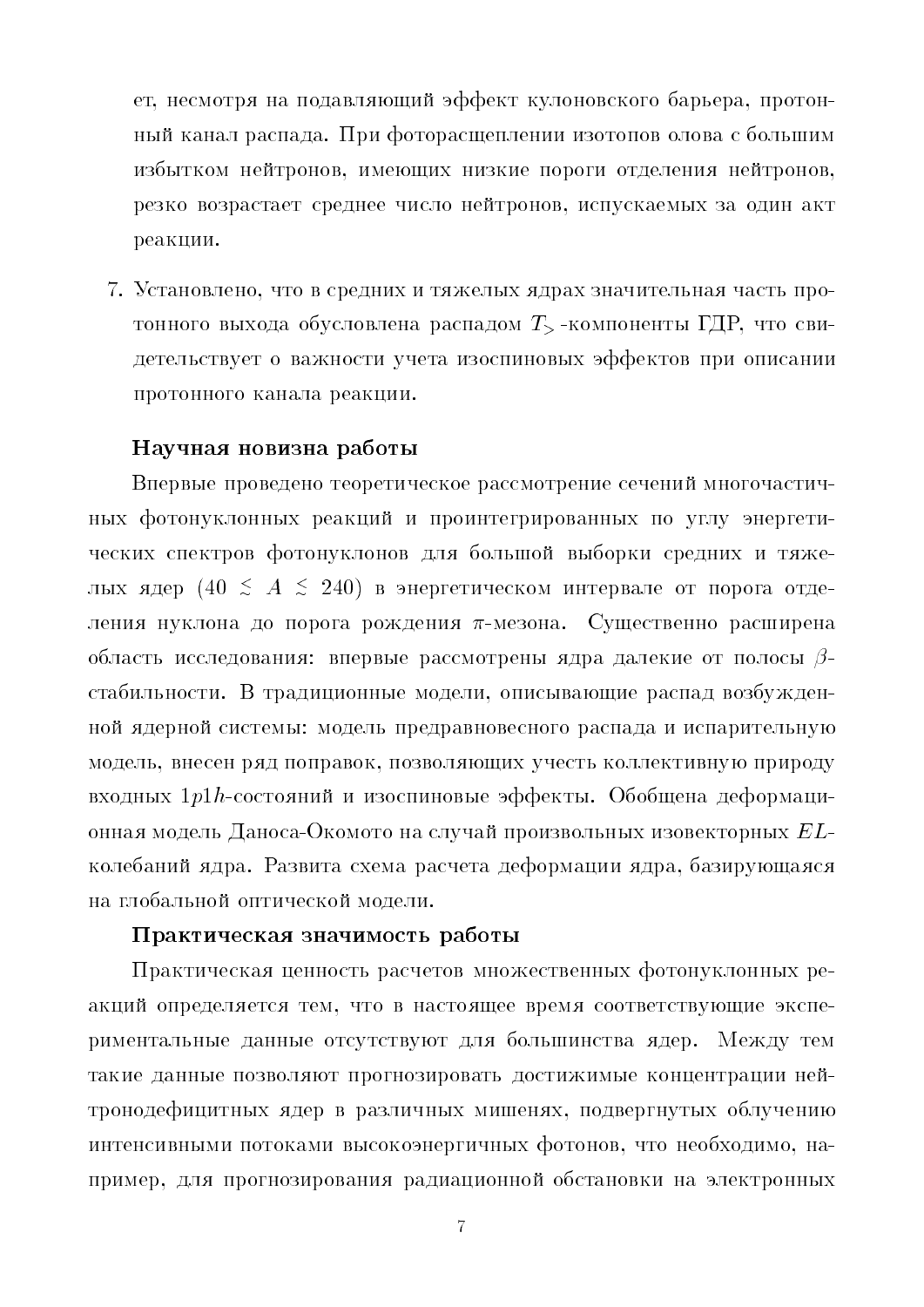ет, несмотря на подавляющий эффект кулоновского барьера, протонный канал распада. При фоторасщеплении изотопов олова с большим избытком нейтронов, имеющих низкие пороги отделения нейтронов, резко возрастает среднее число нейтронов, испускаемых за один акт реакции.

7. Установлено, что в средних и тяжелых ядрах значительная часть протонного выхода обусловлена распадом $T_>$ -компоненты ГДР, что свидетельствует о важности учета изоспиновых эффектов при описании протонного канала реакции.

### Научная новизна работы

Впервые проведено теоретическое рассмотрение сечений многочастичных фотонуклонных реакций и проинтегрированных по углу энергетических спектров фотонуклонов для большой выборки средних и тяжелых ядер ($40 \lesssim A \lesssim 240$) в энергетическом интервале от порога отделения нуклона до порога рождения $\pi$-мезона. Существенно расширена область исследования: впервые рассмотрены ядра далекие от полосы $\beta$-стабильности. В традиционные модели, описывающие распад возбужденной ядерной системы: модель предравновесного распада и испарительную модель, внесен ряд поправок, позволяющих учесть коллективную природу входных $1p1h$-состояний и изоспиновые эффекты. Обобщена деформационная модель Даноса-Окомото на случай произвольных изовекторных $EL$-колебаний ядра. Развита схема расчета деформации ядра, базирующаяся на глобальной оптической модели.

### Практическая значимость работы

Практическая ценность расчетов множественных фотонуклонных реакций определяется тем, что в настоящее время соответствующие экспериментальные данные отсутствуют для большинства ядер. Между тем такие данные позволяют прогнозировать достижимые концентрации нейтронодефицитных ядер в различных мишенях, подвергнутых облучению интенсивными потоками высокоэнергичных фотонов, что необходимо, например, для прогнозирования радиационной обстановки на электронных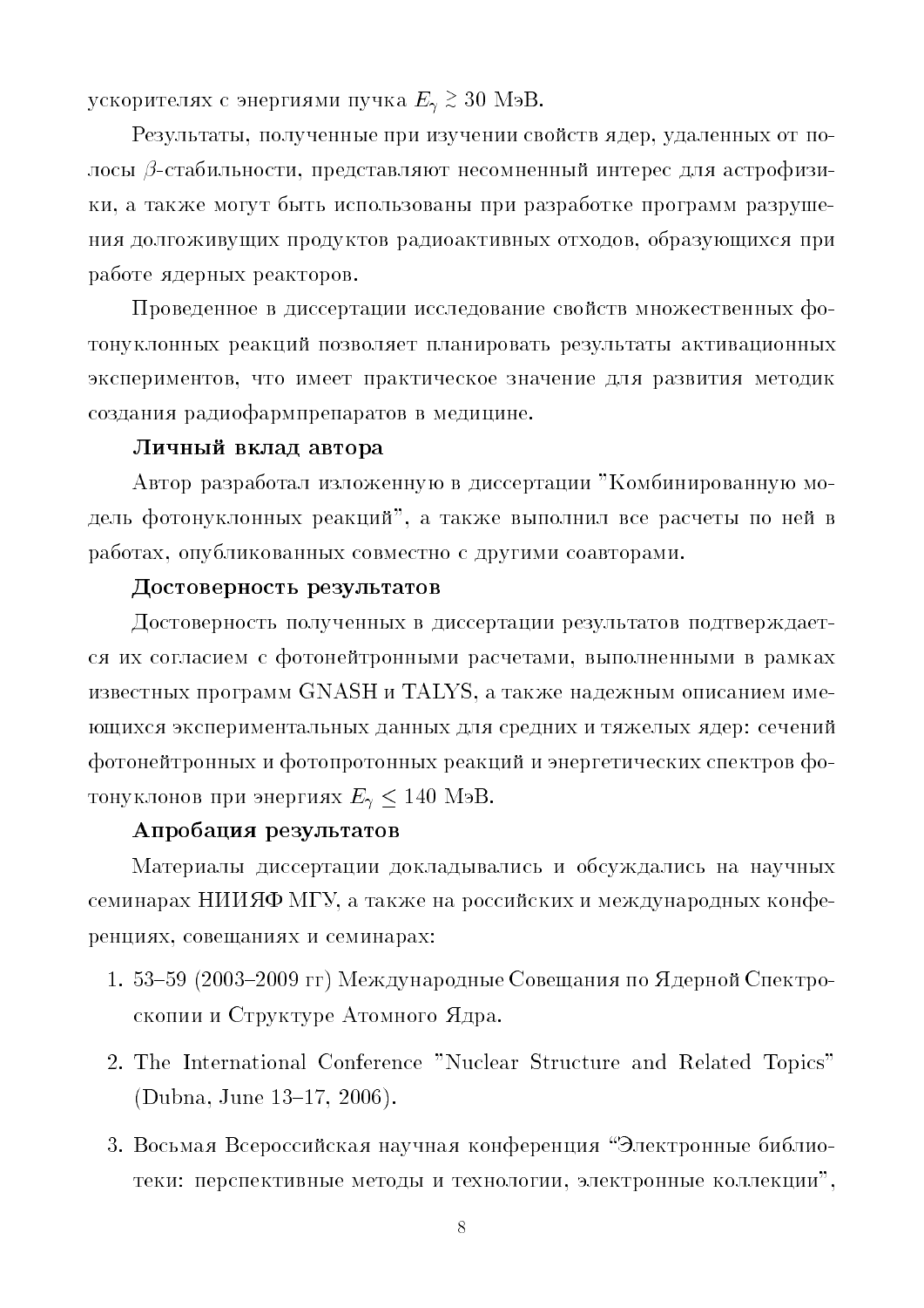ускорителях с энергиями пучка $E_\gamma \gtrsim 30$ МэВ.

Результаты, полученные при изучении свойств ядер, удаленных от полосы $\beta$-стабильности, представляют несомненный интерес для астрофизики, а также могут быть использованы при разработке программ разрушения долгоживущих продуктов радиоактивных отходов, образующихся при работе ядерных реакторов.

Проведенное в диссертации исследование свойств множественных фотонуклонных реакций позволяет планировать результаты активационных экспериментов, что имеет практическое значение для развития методик создания радиофармпрепаратов в медицине.

**Личный вклад автора**

Автор разработал изложенную в диссертации "Комбинированную модель фотонуклонных реакций", а также выполнил все расчеты по ней в работах, опубликованных совместно с другими соавторами.

**Достоверность результатов**

Достоверность полученных в диссертации результатов подтверждается их согласием с фотонейтронными расчетами, выполненными в рамках известных программ GNASH и TALYS, а также надежным описанием имеющихся экспериментальных данных для средних и тяжелых ядер: сечений фотонейтронных и фотопротонных реакций и энергетических спектров фотонуклонов при энергиях $E_\gamma \leq 140$ МэВ.

**Апробация результатов**

Материалы диссертации докладывались и обсуждались на научных семинарах НИИЯФ МГУ, а также на российских и международных конференциях, совещаниях и семинарах:

1. 53–59 (2003–2009 гг) Международные Совещания по Ядерной Спектроскопии и Структуре Атомного Ядра.
2. The International Conference "Nuclear Structure and Related Topics" (Dubna, June 13–17, 2006).
3. Восьмая Всероссийская научная конференция "Электронные библиотеки: перспективные методы и технологии, электронные коллекции",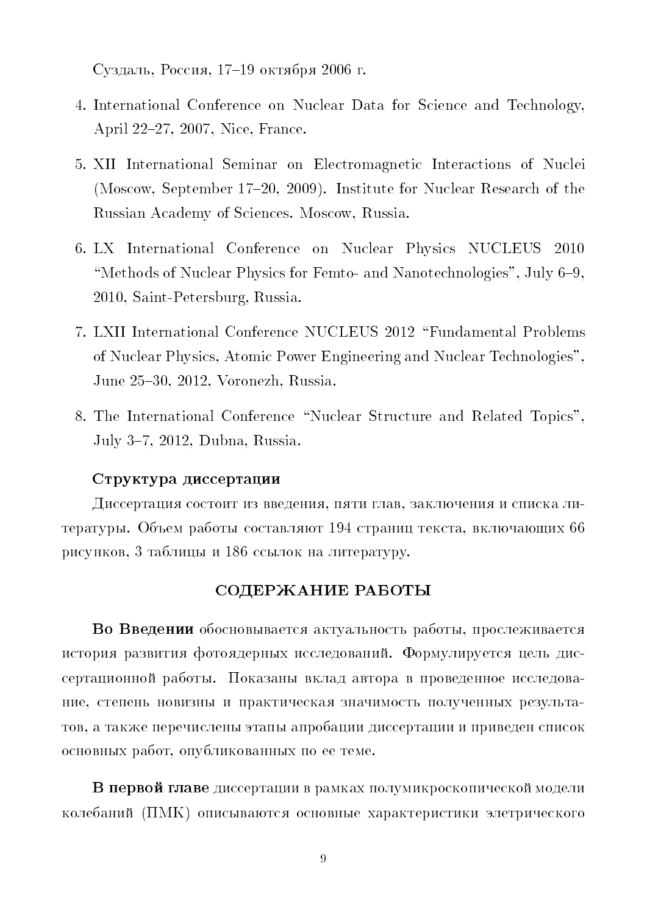Суздаль, Россия, 17–19 октября 2006 г.

4. International Conference on Nuclear Data for Science and Technology, April 22–27, 2007, Nice, France.

5. XII International Seminar on Electromagnetic Interactions of Nuclei (Moscow, September 17–20, 2009). Institute for Nuclear Research of the Russian Academy of Sciences. Moscow, Russia.

6. LX International Conference on Nuclear Physics NUCLEUS 2010 "Methods of Nuclear Physics for Femto- and Nanotechnologies", July 6–9, 2010, Saint-Petersburg, Russia.

7. LXII International Conference NUCLEUS 2012 "Fundamental Problems of Nuclear Physics, Atomic Power Engineering and Nuclear Technologies", June 25–30, 2012, Voronezh, Russia.

8. The International Conference "Nuclear Structure and Related Topics", July 3–7, 2012, Dubna, Russia.

### Структура диссертации

Диссертация состоит из введения, пяти глав, заключения и списка литературы. Объем работы составляют 194 страниц текста, включающих 66 рисунков, 3 таблицы и 186 ссылок на литературу.

## СОДЕРЖАНИЕ РАБОТЫ

**Во Введении** обосновывается актуальность работы, прослеживается история развития фотоядерных исследований. Формулируется цель диссертационной работы. Показаны вклад автора в проведенное исследование, степень новизны и практическая значимость полученных результатов, а также перечислены этапы апробации диссертации и приведен список основных работ, опубликованных по ее теме.

**В первой главе** диссертации в рамках полумикроскопической модели колебаний (ПМК) описываются основные характеристики элетрического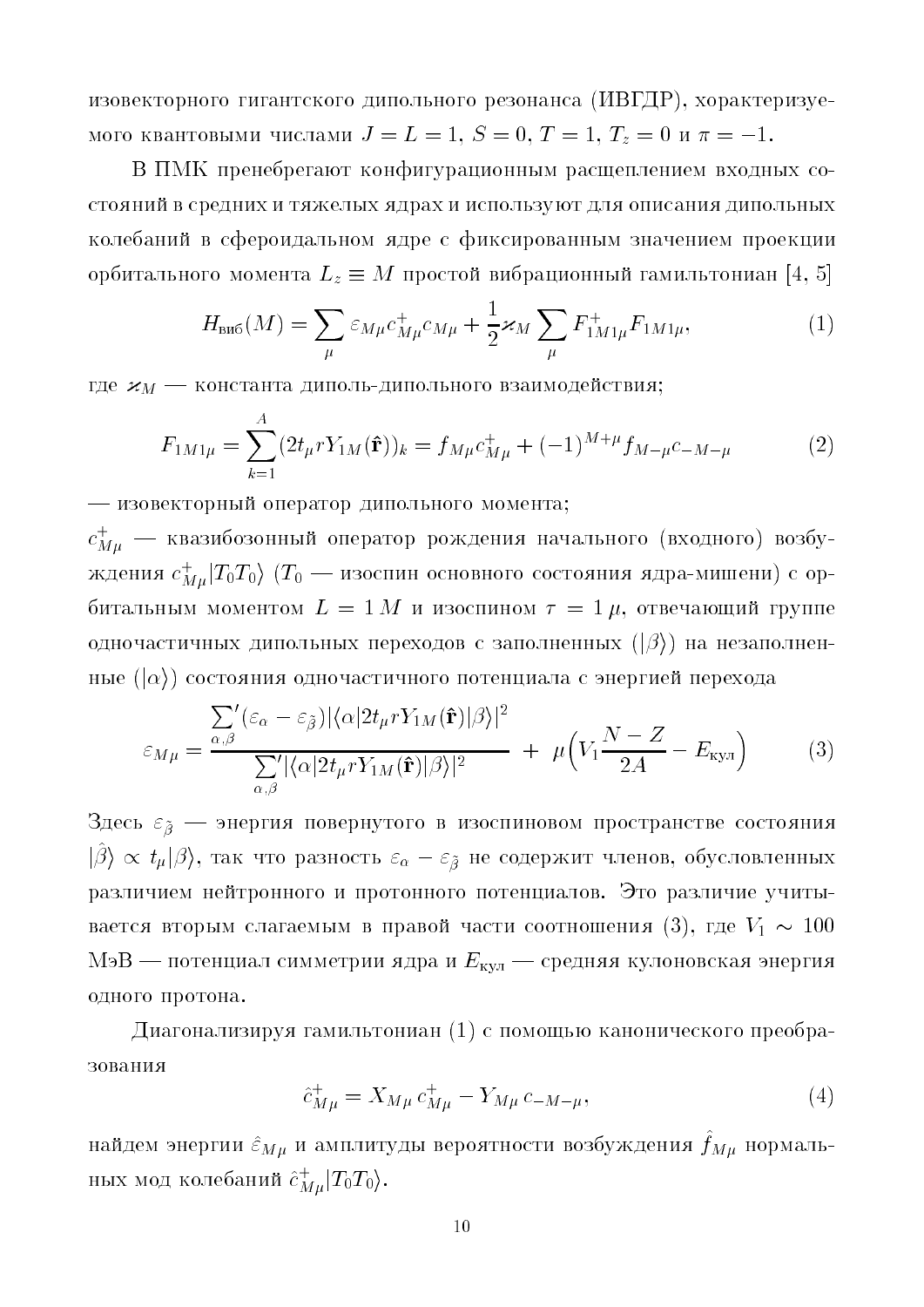изовекторного гигантского дипольного резонанса (ИВГДР), характеризуемого квантовыми числами $J = L = 1$, $S = 0$, $T = 1$, $T_z = 0$ и $\pi = -1$.

В ПМК пренебрегают конфигурационным расщеплением входных состояний в средних и тяжелых ядрах и используют для описания дипольных колебаний в сфероидальном ядре с фиксированным значением проекции орбитального момента $L_z \equiv M$ простой вибрационный гамильтониан [4, 5]

$$H_{\text{виб}}(M) = \sum_{\mu} \varepsilon_{M\mu} c^{+}_{M\mu} c_{M\mu} + \frac{1}{2} \varkappa_M \sum_{\mu} F^{+}_{1M1\mu} F_{1M1\mu}, \tag{1}$$

где $\varkappa_M$ — константа диполь-дипольного взаимодействия;

$$F_{1M1\mu} = \sum_{k=1}^{A} (2t_{\mu} r Y_{1M}(\hat{\mathbf{r}}))_k = f_{M\mu} c^{+}_{M\mu} + (-1)^{M+\mu} f_{M-\mu} c_{-M-\mu} \tag{2}$$

— изовекторный оператор дипольного момента;

$c^{+}_{M\mu}$ — квазибозонный оператор рождения начального (входного) возбуждения $c^{+}_{M\mu}|T_0 T_0\rangle$ ($T_0$ — изоспин основного состояния ядра-мишени) с орбитальным моментом $L = 1\, M$ и изоспином $\tau = 1\, \mu$, отвечающий группе одночастичных дипольных переходов с заполненных ($|\beta\rangle$) на незаполненные ($|\alpha\rangle$) состояния одночастичного потенциала с энергией перехода

$$\varepsilon_{M\mu} = \frac{\sum'_{\alpha,\beta} (\varepsilon_{\alpha} - \varepsilon_{\tilde{\beta}}) |\langle \alpha | 2t_{\mu} r Y_{1M}(\hat{\mathbf{r}}) | \beta \rangle|^2}{\sum'_{\alpha,\beta} |\langle \alpha | 2t_{\mu} r Y_{1M}(\hat{\mathbf{r}}) | \beta \rangle|^2} \; + \; \mu \Big( V_1 \frac{N - Z}{2A} - E_{\text{кул}} \Big) \tag{3}$$

Здесь $\varepsilon_{\tilde{\beta}}$ — энергия повернутого в изоспиновом пространстве состояния $|\hat{\beta}\rangle \propto t_{\mu}|\beta\rangle$, так что разность $\varepsilon_{\alpha} - \varepsilon_{\tilde{\beta}}$ не содержит членов, обусловленных различием нейтронного и протонного потенциалов. Это различие учитывается вторым слагаемым в правой части соотношения (3), где $V_1 \sim 100$ МэВ — потенциал симметрии ядра и $E_{\text{кул}}$ — средняя кулоновская энергия одного протона.

Диагонализируя гамильтониан (1) с помощью канонического преобразования

$$\hat{c}^{+}_{M\mu} = X_{M\mu}\, c^{+}_{M\mu} - Y_{M\mu}\, c_{-M-\mu}, \tag{4}$$

найдем энергии $\hat{\varepsilon}_{M\mu}$ и амплитуды вероятности возбуждения $\hat{f}_{M\mu}$ нормальных мод колебаний $\hat{c}^{+}_{M\mu}|T_0 T_0\rangle$.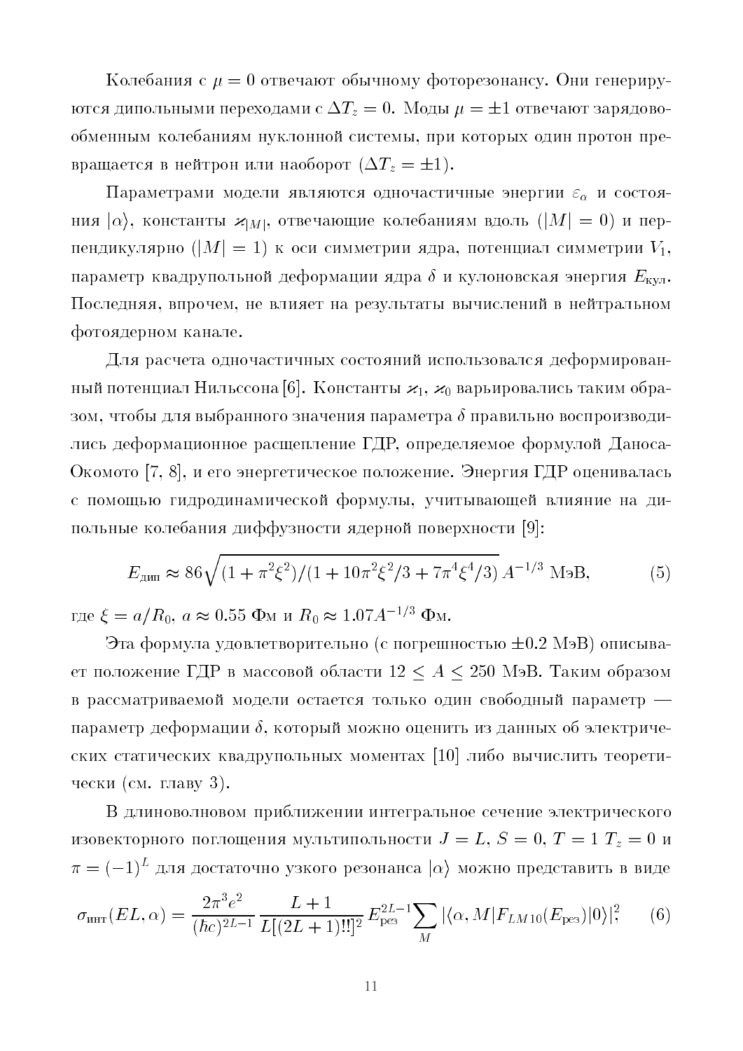Колебания с $\mu = 0$ отвечают обычному фоторезонансу. Они генерируются дипольными переходами с $\Delta T_z = 0$. Моды $\mu = \pm 1$ отвечают зарядово-обменным колебаниям нуклонной системы, при которых один протон превращается в нейтрон или наоборот ($\Delta T_z = \pm 1$).

Параметрами модели являются одночастичные энергии $\varepsilon_\alpha$ и состояния $|\alpha\rangle$, константы $\varkappa_{|M|}$, отвечающие колебаниям вдоль ($|M| = 0$) и перпендикулярно ($|M| = 1$) к оси симметрии ядра, потенциал симметрии $V_1$, параметр квадрупольной деформации ядра $\delta$ и кулоновская энергия $E_{\text{кул}}$. Последняя, впрочем, не влияет на результаты вычислений в нейтральном фотоядерном канале.

Для расчета одночастичных состояний использовался деформированный потенциал Нильссона [6]. Константы $\varkappa_1$, $\varkappa_0$ варьировались таким образом, чтобы для выбранного значения параметра $\delta$ правильно воспроизводились деформационное расщепление ГДР, определяемое формулой Даноса-Окомото [7, 8], и его энергетическое положение. Энергия ГДР оценивалась с помощью гидродинамической формулы, учитывающей влияние на дипольные колебания диффузности ядерной поверхности [9]:

$$E_{\text{дип}} \approx 86\sqrt{(1+\pi^2\xi^2)/(1+10\pi^2\xi^2/3+7\pi^4\xi^4/3)}\, A^{-1/3} \text{ МэВ}, \tag{5}$$

где $\xi = a/R_0$, $a \approx 0.55$ Фм и $R_0 \approx 1.07 A^{-1/3}$ Фм.

Эта формула удовлетворительно (с погрешностью $\pm 0.2$ МэВ) описывает положение ГДР в массовой области $12 \leq A \leq 250$ МэВ. Таким образом в рассматриваемой модели остается только один свободный параметр — параметр деформации $\delta$, который можно оценить из данных об электрических статических квадрупольных моментах [10] либо вычислить теоретически (см. главу 3).

В длинноволновом приближении интегральное сечение электрического изовекторного поглощения мультипольности $J = L$, $S = 0$, $T = 1$ $T_z = 0$ и $\pi = (-1)^L$ для достаточно узкого резонанса $|\alpha\rangle$ можно представить в виде

$$\sigma_{\text{инт}}(EL, \alpha) = \frac{2\pi^3 e^2}{(\hbar c)^{2L-1}} \frac{L+1}{L[(2L+1)!!]^2} E_{\text{рез}}^{2L-1} \sum_M |\langle \alpha, M| F_{LM10}(E_{\text{рез}})|0\rangle|^2; \tag{6}$$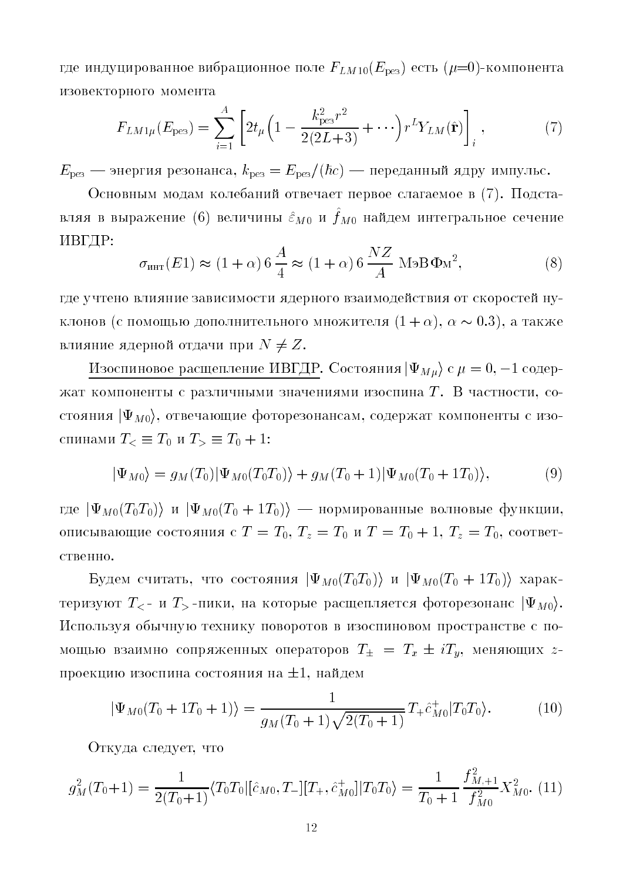где индуцированное вибрационное поле $F_{LM10}(E_{\text{рез}})$ есть ($\mu$=0)-компонента изовекторного момента

$$F_{LM1\mu}(E_{\text{рез}}) = \sum_{i=1}^{A} \left[ 2t_\mu \Big( 1 - \frac{k_{\text{рез}}^2 r^2}{2(2L+3)} + \cdots \Big) r^L Y_{LM}(\hat{\mathbf{r}}) \right]_i , \tag{7}$$

$E_{\text{рез}}$ — энергия резонанса, $k_{\text{рез}} = E_{\text{рез}}/(\hbar c)$ — переданный ядру импульс.

Основным модам колебаний отвечает первое слагаемое в (7). Подставляя в выражение (6) величины $\hat{\varepsilon}_{M0}$ и $\hat{f}_{M0}$ найдем интегральное сечение ИВГДР:

$$\sigma_{\text{инт}}(E1) \approx (1+\alpha)\, 6\, \frac{A}{4} \approx (1+\alpha)\, 6\, \frac{NZ}{A} \ \text{МэВ Фм}^2, \tag{8}$$

где учтено влияние зависимости ядерного взаимодействия от скоростей нуклонов (с помощью дополнительного множителя $(1+\alpha)$, $\alpha \sim 0.3$), а также влияние ядерной отдачи при $N \neq Z$.

Изоспиновое расщепление ИВГДР. Состояния $|\Psi_{M\mu}\rangle$ с $\mu = 0, -1$ содержат компоненты с различными значениями изоспина $T$. В частности, состояния $|\Psi_{M0}\rangle$, отвечающие фоторезонансам, содержат компоненты с изоспинами $T_< \equiv T_0$ и $T_> \equiv T_0 + 1$:

$$|\Psi_{M0}\rangle = g_M(T_0)|\Psi_{M0}(T_0T_0)\rangle + g_M(T_0+1)|\Psi_{M0}(T_0+1T_0)\rangle, \tag{9}$$

где $|\Psi_{M0}(T_0T_0)\rangle$ и $|\Psi_{M0}(T_0+1T_0)\rangle$ — нормированные волновые функции, описывающие состояния с $T = T_0$, $T_z = T_0$ и $T = T_0+1$, $T_z = T_0$, соответственно.

Будем считать, что состояния $|\Psi_{M0}(T_0T_0)\rangle$ и $|\Psi_{M0}(T_0+1T_0)\rangle$ характеризуют $T_<$- и $T_>$-пики, на которые расщепляется фоторезонанс $|\Psi_{M0}\rangle$. Используя обычную технику поворотов в изоспиновом пространстве с помощью взаимно сопряженных операторов $T_\pm = T_x \pm iT_y$, меняющих $z$-проекцию изоспина состояния на $\pm 1$, найдем

$$|\Psi_{M0}(T_0+1T_0+1)\rangle = \frac{1}{g_M(T_0+1)\sqrt{2(T_0+1)}}\, T_+ \hat{c}_{M0}^+ |T_0T_0\rangle. \tag{10}$$

Откуда следует, что

$$g_M^2(T_0+1) = \frac{1}{2(T_0+1)} \langle T_0T_0|[\hat{c}_{M0}, T_-][T_+, \hat{c}_{M0}^+]|T_0T_0\rangle = \frac{1}{T_0+1}\frac{f_{M,+1}^2}{f_{M0}^2} X_{M0}^2. \tag{11}$$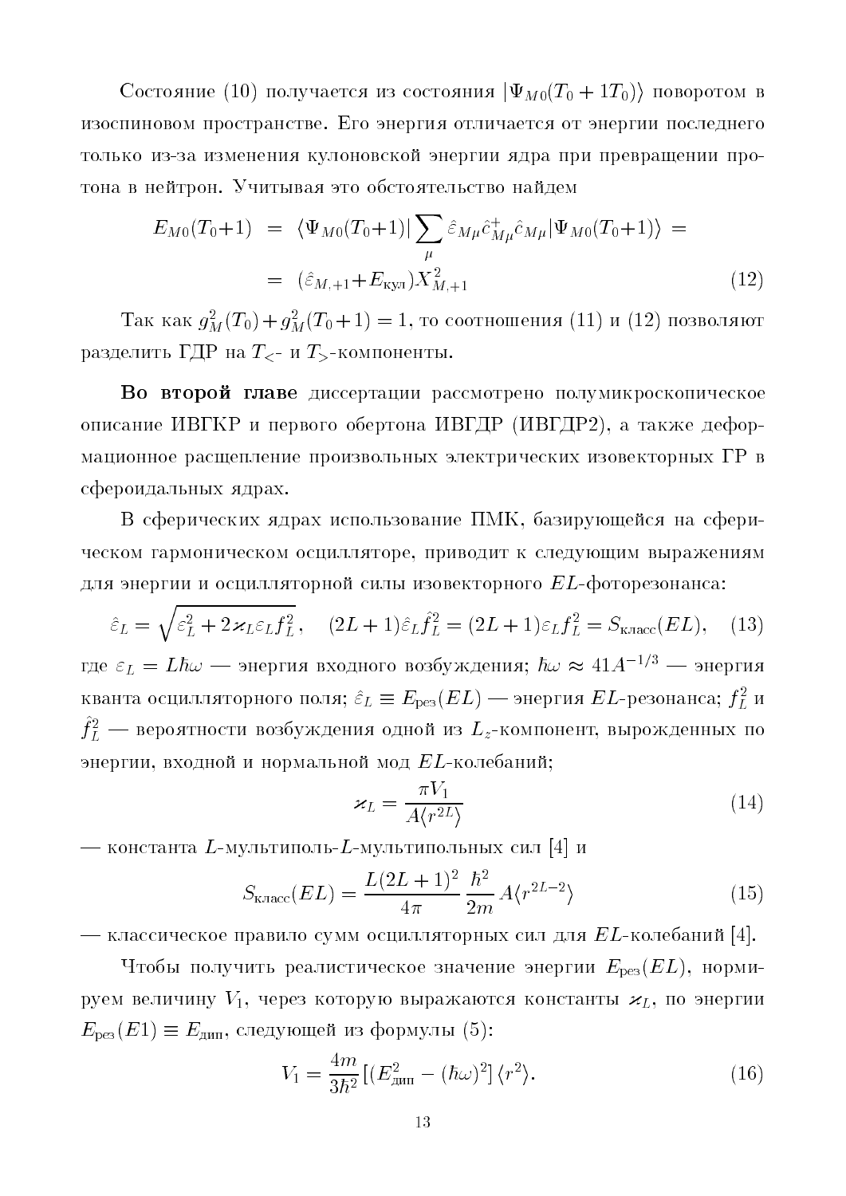Состояние (10) получается из состояния $|\Psi_{M0}(T_0 + 1T_0)\rangle$ поворотом в изоспиновом пространстве. Его энергия отличается от энергии последнего только из-за изменения кулоновской энергии ядра при превращении протона в нейтрон. Учитывая это обстоятельство найдем

$$
\begin{aligned}
E_{M0}(T_0{+}1) &= \langle \Psi_{M0}(T_0{+}1)| \sum_{\mu} \hat{\varepsilon}_{M\mu} \hat{c}^{+}_{M\mu} \hat{c}_{M\mu} |\Psi_{M0}(T_0{+}1)\rangle = \\
&= (\hat{\varepsilon}_{M,+1} {+} E_{\text{кул}}) X^2_{M,+1}
\end{aligned} \tag{12}
$$

Так как $g^2_M(T_0) + g^2_M(T_0{+}1) = 1$, то соотношения (11) и (12) позволяют разделить ГДР на $T_{<}$- и $T_{>}$-компоненты.

**Во второй главе** диссертации рассмотрено полумикроскопическое описание ИВГКР и первого обертона ИВГДР (ИВГДР2), а также деформационное расщепление произвольных электрических изовекторных ГР в сфероидальных ядрах.

В сферических ядрах использование ПМК, базирующейся на сферическом гармоническом осцилляторе, приводит к следующим выражениям для энергии и осцилляторной силы изовекторного $EL$-фоторезонанса:

$$
\hat{\varepsilon}_L = \sqrt{\varepsilon^2_L + 2\varkappa_L \varepsilon_L f^2_L}, \quad (2L+1)\hat{\varepsilon}_L \hat{f}^2_L = (2L+1)\varepsilon_L f^2_L = S_{\text{класс}}(EL), \tag{13}
$$

где $\varepsilon_L = L\hbar\omega$ — энергия входного возбуждения; $\hbar\omega \approx 41A^{-1/3}$ — энергия кванта осцилляторного поля; $\hat{\varepsilon}_L \equiv E_{\text{рез}}(EL)$ — энергия $EL$-резонанса; $f^2_L$ и $\hat{f}^2_L$ — вероятности возбуждения одной из $L_z$-компонент, вырожденных по энергии, входной и нормальной мод $EL$-колебаний;

$$
\varkappa_L = \frac{\pi V_1}{A\langle r^{2L}\rangle} \tag{14}
$$

— константа $L$-мультиполь-$L$-мультипольных сил [4] и

$$
S_{\text{класс}}(EL) = \frac{L(2L+1)^2}{4\pi}\,\frac{\hbar^2}{2m}\,A\langle r^{2L-2}\rangle \tag{15}
$$

— классическое правило сумм осцилляторных сил для $EL$-колебаний [4].

Чтобы получить реалистическое значение энергии $E_{\text{рез}}(EL)$, нормируем величину $V_1$, через которую выражаются константы $\varkappa_L$, по энергии $E_{\text{рез}}(E1) \equiv E_{\text{дип}}$, следующей из формулы (5):

$$
V_1 = \frac{4m}{3\hbar^2}\left[(E^2_{\text{дип}} - (\hbar\omega)^2\right]\langle r^2\rangle. \tag{16}
$$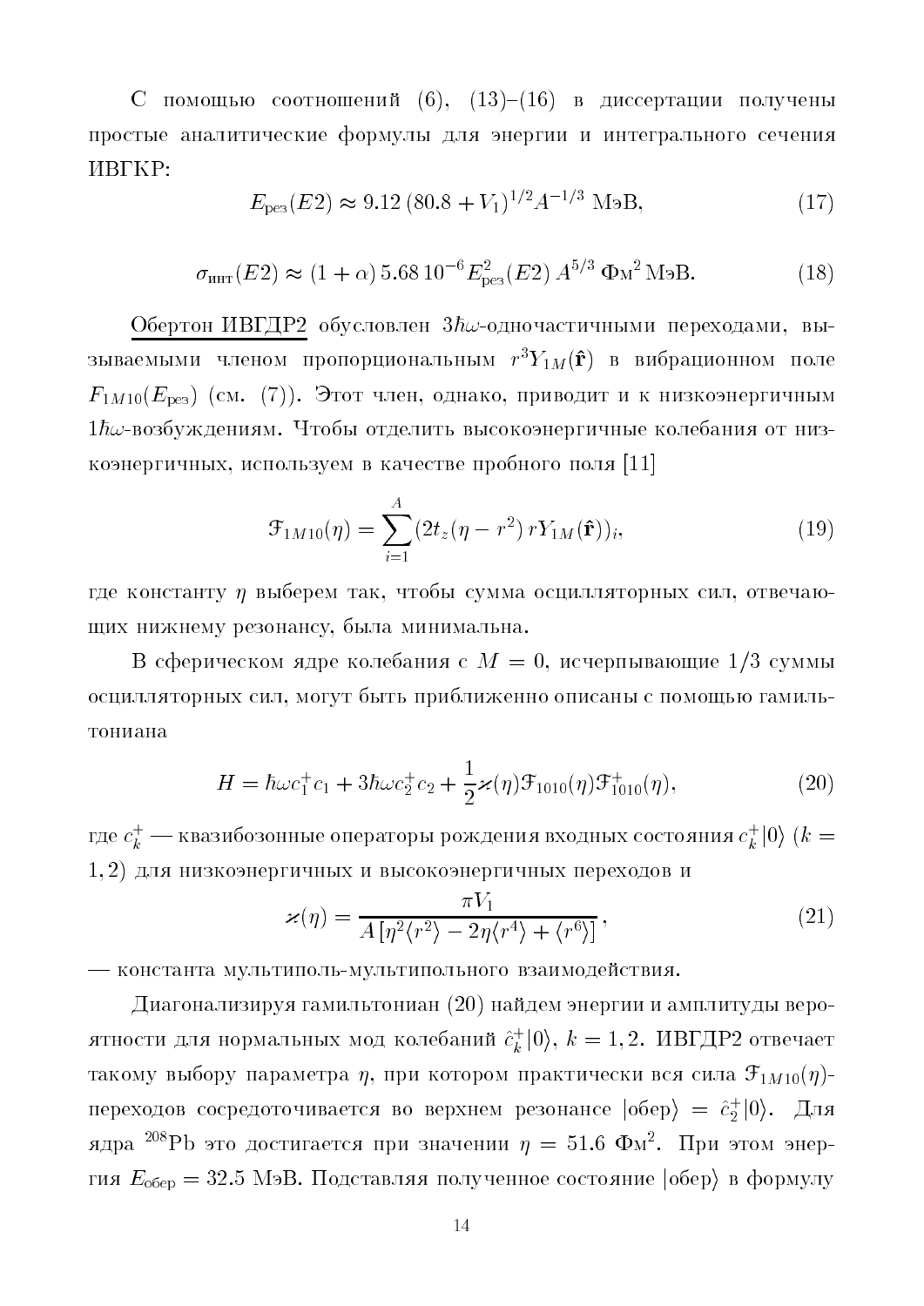С помощью соотношений (6), (13)–(16) в диссертации получены простые аналитические формулы для энергии и интегрального сечения ИВГКР:

$$E_{\text{рез}}(E2) \approx 9.12\,(80.8 + V_1)^{1/2} A^{-1/3}\ \text{МэВ}, \tag{17}$$

$$\sigma_{\text{инт}}(E2) \approx (1+\alpha)\,5.68\,10^{-6} E^2_{\text{рез}}(E2)\,A^{5/3}\ \text{Фм}^2\ \text{МэВ}. \tag{18}$$

Обертон ИВГДР2 обусловлен $3\hbar\omega$-одночастичными переходами, вызываемыми членом пропорциональным $r^3 Y_{1M}(\hat{\mathbf{r}})$ в вибрационном поле $F_{1M10}(E_{\text{рез}})$ (см. (7)). Этот член, однако, приводит и к низкоэнергичным $1\hbar\omega$-возбуждениям. Чтобы отделить высокоэнергичные колебания от низкоэнергичных, используем в качестве пробного поля [11]

$$\mathcal{F}_{1M10}(\eta) = \sum_{i=1}^{A} (2t_z(\eta - r^2)\, rY_{1M}(\hat{\mathbf{r}}))_i, \tag{19}$$

где константу $\eta$ выберем так, чтобы сумма осцилляторных сил, отвечающих нижнему резонансу, была минимальна.

В сферическом ядре колебания с $M = 0$, исчерпывающие $1/3$ суммы осцилляторных сил, могут быть приближенно описаны с помощью гамильтониана

$$H = \hbar\omega c_1^+ c_1 + 3\hbar\omega c_2^+ c_2 + \frac{1}{2}\varkappa(\eta)\mathcal{F}_{1010}(\eta)\mathcal{F}^+_{1010}(\eta), \tag{20}$$

где $c_k^+$ — квазибозонные операторы рождения входных состояния $c_k^+|0\rangle$ ($k = 1, 2$) для низкоэнергичных и высокоэнергичных переходов и

$$\varkappa(\eta) = \frac{\pi V_1}{A\left[\eta^2\langle r^2\rangle - 2\eta\langle r^4\rangle + \langle r^6\rangle\right]}, \tag{21}$$

— константа мультиполь-мультипольного взаимодействия.

Диагонализируя гамильтониан (20) найдем энергии и амплитуды вероятности для нормальных мод колебаний $\hat{c}_k^+|0\rangle$, $k = 1, 2$. ИВГДР2 отвечает такому выбору параметра $\eta$, при котором практически вся сила $\mathcal{F}_{1M10}(\eta)$-переходов сосредоточивается во верхнем резонансе $|\text{обер}\rangle = \hat{c}_2^+|0\rangle$. Для ядра $^{208}$Pb это достигается при значении $\eta = 51.6$ Фм$^2$. При этом энергия $E_{\text{обер}} = 32.5$ МэВ. Подставляя полученное состояние $|\text{обер}\rangle$ в формулу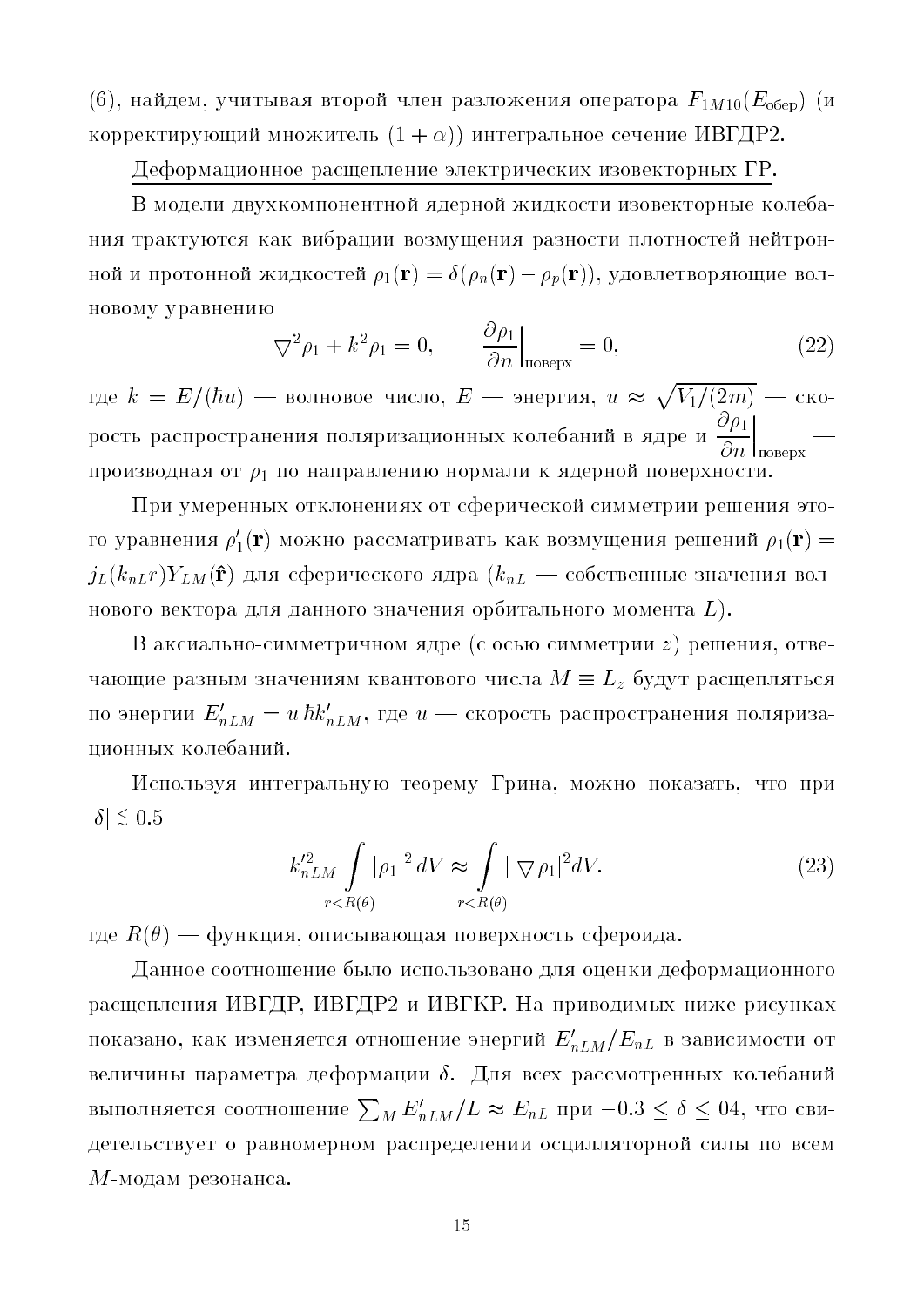(6), найдем, учитывая второй член разложения оператора $F_{1M10}(E_{\text{обер}})$ (и корректирующий множитель $(1+\alpha)$) интегральное сечение ИВГДР2.

<u>Деформационное расщепление электрических изовекторных ГР.</u>

В модели двухкомпонентной ядерной жидкости изовекторные колебания трактуются как вибрации возмущения разности плотностей нейтронной и протонной жидкостей $\rho_1(\mathbf{r}) = \delta(\rho_n(\mathbf{r}) - \rho_p(\mathbf{r}))$, удовлетворяющие волновому уравнению

$$\bigtriangledown^2 \rho_1 + k^2 \rho_1 = 0, \qquad \left.\frac{\partial \rho_1}{\partial n}\right|_{\text{поверх}} = 0, \tag{22}$$

где $k = E/(\hbar u)$ — волновое число, $E$ — энергия, $u \approx \sqrt{V_1/(2m)}$ — скорость распространения поляризационных колебаний в ядре и $\left.\dfrac{\partial \rho_1}{\partial n}\right|_{\text{поверх}}$ — производная от $\rho_1$ по направлению нормали к ядерной поверхности.

При умеренных отклонениях от сферической симметрии решения этого уравнения $\rho_1'(\mathbf{r})$ можно рассматривать как возмущения решений $\rho_1(\mathbf{r}) = j_L(k_{nL}r)Y_{LM}(\hat{\mathbf{r}})$ для сферического ядра ($k_{nL}$ — собственные значения волнового вектора для данного значения орбитального момента $L$).

В аксиально-симметричном ядре (с осью симметрии $z$) решения, отвечающие разным значениям квантового числа $M \equiv L_z$ будут расщепляться по энергии $E'_{nLM} = u\,\hbar k'_{nLM}$, где $u$ — скорость распространения поляризационных колебаний.

Используя интегральную теорему Грина, можно показать, что при $|\delta| \lesssim 0.5$

$$k'^2_{nLM} \int\limits_{r<R(\theta)} |\rho_1|^2 \, dV \approx \int\limits_{r<R(\theta)} |\bigtriangledown \rho_1|^2 dV. \tag{23}$$

где $R(\theta)$ — функция, описывающая поверхность сфероида.

Данное соотношение было использовано для оценки деформационного расщепления ИВГДР, ИВГДР2 и ИВГКР. На приводимых ниже рисунках показано, как изменяется отношение энергий $E'_{nLM}/E_{nL}$ в зависимости от величины параметра деформации $\delta$. Для всех рассмотренных колебаний выполняется соотношение $\sum_M E'_{nLM}/L \approx E_{nL}$ при $-0.3 \leq \delta \leq 04$, что свидетельствует о равномерном распределении осцилляторной силы по всем $M$-модам резонанса.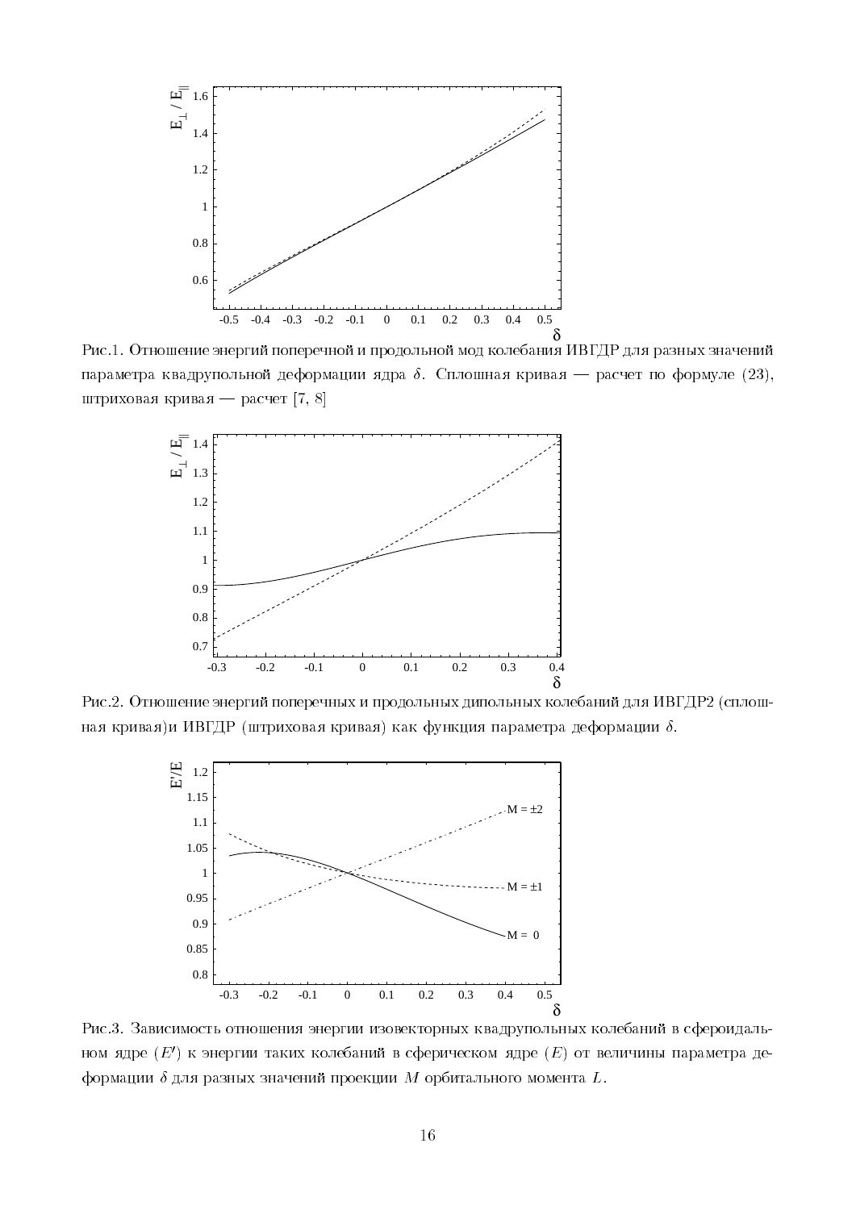Рис.1. Отношение энергий поперечной и продольной мод колебания ИВГДР для разных значений параметра квадрупольной деформации ядра $\delta$. Сплошная кривая — расчет по формуле (23), штриховая кривая — расчет [7, 8]

Рис.2. Отношение энергий поперечных и продольных дипольных колебаний для ИВГДР2 (сплошная кривая)и ИВГДР (штриховая кривая) как функция параметра деформации $\delta$.

Рис.3. Зависимость отношения энергии изовекторных квадрупольных колебаний в сфероидальном ядре ($E'$) к энергии таких колебаний в сферическом ядре ($E$) от величины параметра деформации $\delta$ для разных значений проекции $M$ орбитального момента $L$.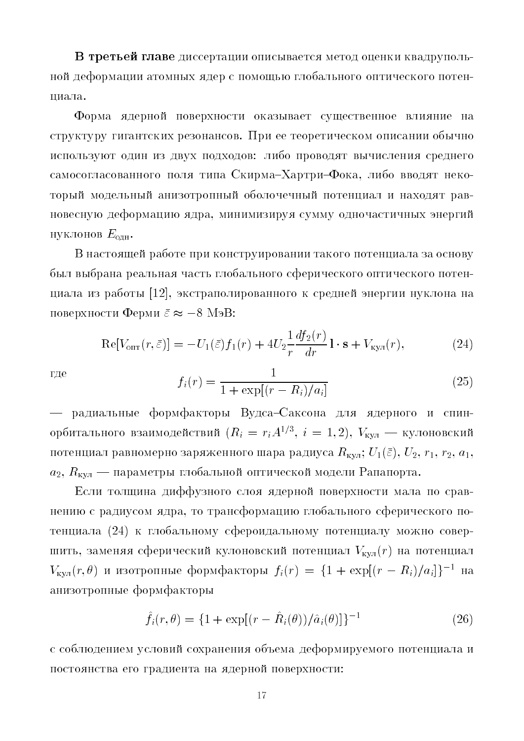**В третьей главе** диссертации описывается метод оценки квадрупольной деформации атомных ядер с помощью глобального оптического потенциала.

Форма ядерной поверхности оказывает существенное влияние на структуру гигантских резонансов. При ее теоретическом описании обычно используют один из двух подходов: либо проводят вычисления среднего самосогласованного поля типа Скирма–Хартри–Фока, либо вводят некоторый модельный анизотропный оболочечный потенциал и находят равновесную деформацию ядра, минимизируя сумму одночастичных энергий нуклонов $E_{\text{одн}}$.

В настоящей работе при конструировании такого потенциала за основу был выбрана реальная часть глобального сферического оптического потенциала из работы [12], экстраполированного к средней энергии нуклона на поверхности Ферми $\bar{\varepsilon} \approx -8$ МэВ:

$$\text{Re}[V_{\text{опт}}(r, \bar{\varepsilon})] = -U_1(\bar{\varepsilon}) f_1(r) + 4U_2 \frac{1}{r} \frac{df_2(r)}{dr} \mathbf{l} \cdot \mathbf{s} + V_{\text{кул}}(r), \tag{24}$$

где

$$f_i(r) = \frac{1}{1 + \exp[(r - R_i)/a_i]} \tag{25}$$

— радиальные формфакторы Вудса–Саксона для ядерного и спин-орбитального взаимодействий ($R_i = r_i A^{1/3}$, $i = 1, 2$), $V_{\text{кул}}$ — кулоновский потенциал равномерно заряженного шара радиуса $R_{\text{кул}}$; $U_1(\bar{\varepsilon})$, $U_2$, $r_1$, $r_2$, $a_1$, $a_2$, $R_{\text{кул}}$ — параметры глобальной оптической модели Рапапорта.

Если толщина диффузного слоя ядерной поверхности мала по сравнению с радиусом ядра, то трансформацию глобального сферического потенциала (24) к глобальному сфероидальному потенциалу можно совершить, заменяя сферический кулоновский потенциал $V_{\text{кул}}(r)$ на потенциал $V_{\text{кул}}(r, \theta)$ и изотропные формфакторы $f_i(r) = \{1 + \exp[(r - R_i)/a_i]\}^{-1}$ на анизотропные формфакторы

$$\hat{f}_i(r, \theta) = \{1 + \exp[(r - \hat{R}_i(\theta))/\hat{a}_i(\theta)]\}^{-1} \tag{26}$$

с соблюдением условий сохранения объема деформируемого потенциала и постоянства его градиента на ядерной поверхности: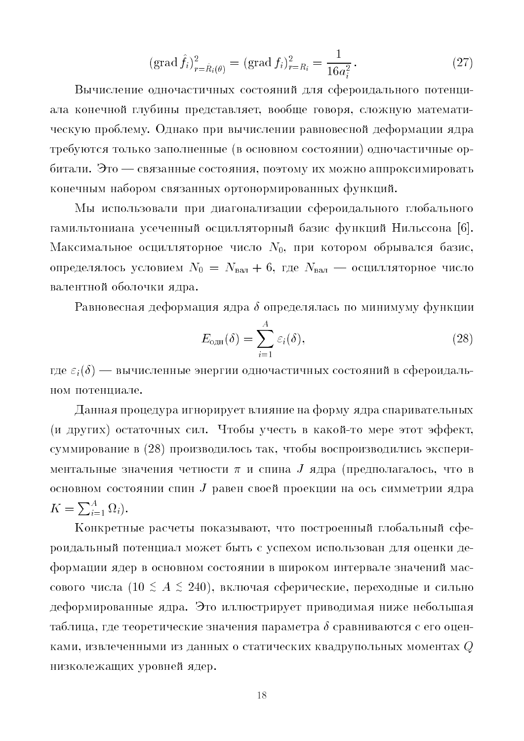$$(\mathrm{grad}\,\hat{f}_i)^2_{r=\hat{R}_i(\theta)} = (\mathrm{grad}\,f_i)^2_{r=R_i} = \frac{1}{16a_i^2}\,. \tag{27}$$

Вычисление одночастичных состояний для сфероидального потенциала конечной глубины представляет, вообще говоря, сложную математическую проблему. Однако при вычислении равновесной деформации ядра требуются только заполненные (в основном состоянии) одночастичные орбитали. Это — связанные состояния, поэтому их можно аппроксимировать конечным набором связанных ортонормированных функций.

Мы использовали при диагонализации сфероидального глобального гамильтониана усеченный осцилляторный базис функций Нильссона [6]. Максимальное осцилляторное число $N_0$, при котором обрывался базис, определялось условием $N_0 = N_{\text{вал}} + 6$, где $N_{\text{вал}}$ — осцилляторное число валентной оболочки ядра.

Равновесная деформация ядра $\delta$ определялась по минимуму функции

$$E_{\text{одн}}(\delta) = \sum_{i=1}^{A} \varepsilon_i(\delta), \tag{28}$$

где $\varepsilon_i(\delta)$ — вычисленные энергии одночастичных состояний в сфероидальном потенциале.

Данная процедура игнорирует влияние на форму ядра спаривательных (и других) остаточных сил. Чтобы учесть в какой-то мере этот эффект, суммирование в (28) производилось так, чтобы воспроизводились экспериментальные значения четности $\pi$ и спина $J$ ядра (предполагалось, что в основном состоянии спин $J$ равен своей проекции на ось симметрии ядра $K = \sum_{i=1}^{A} \Omega_i$).

Конкретные расчеты показывают, что построенный глобальный сфероидальный потенциал может быть с успехом использован для оценки деформации ядер в основном состоянии в широком интервале значений массового числа ($10 \lesssim A \lesssim 240$), включая сферические, переходные и сильно деформированные ядра. Это иллюстрирует приводимая ниже небольшая таблица, где теоретические значения параметра $\delta$ сравниваются с его оценками, извлеченными из данных о статических квадрупольных моментах $Q$ низколежащих уровней ядер.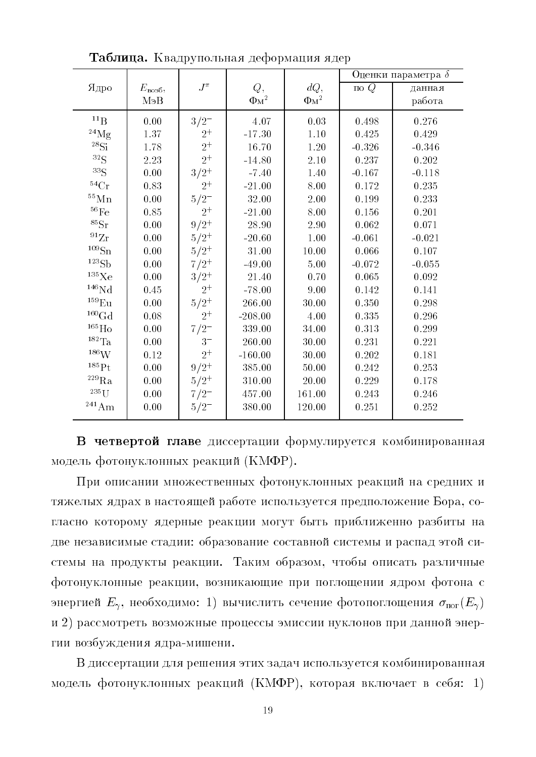**Таблица.** Квадрупольная деформация ядер

| Ядро | $E_{\text{возб}}$, МэВ | $J^{\pi}$ | $Q$, Фм$^2$ | $dQ$, Фм$^2$ | Оценки параметра $\delta$ | |
|---|---|---|---|---|---|---|
| | | | | | по $Q$ | данная работа |
| $^{11}$B | 0.00 | $3/2^-$ | 4.07 | 0.03 | 0.498 | 0.276 |
| $^{24}$Mg | 1.37 | $2^+$ | -17.30 | 1.10 | 0.425 | 0.429 |
| $^{28}$Si | 1.78 | $2^+$ | 16.70 | 1.20 | -0.326 | -0.346 |
| $^{32}$S | 2.23 | $2^+$ | -14.80 | 2.10 | 0.237 | 0.202 |
| $^{33}$S | 0.00 | $3/2^+$ | -7.40 | 1.40 | -0.167 | -0.118 |
| $^{54}$Cr | 0.83 | $2^+$ | -21.00 | 8.00 | 0.172 | 0.235 |
| $^{55}$Mn | 0.00 | $5/2^-$ | 32.00 | 2.00 | 0.199 | 0.233 |
| $^{56}$Fe | 0.85 | $2^+$ | -21.00 | 8.00 | 0.156 | 0.201 |
| $^{85}$Sr | 0.00 | $9/2^+$ | 28.90 | 2.90 | 0.062 | 0.071 |
| $^{91}$Zr | 0.00 | $5/2^+$ | -20.60 | 1.00 | -0.061 | -0.021 |
| $^{109}$Sn | 0.00 | $5/2^+$ | 31.00 | 10.00 | 0.066 | 0.107 |
| $^{123}$Sb | 0.00 | $7/2^+$ | -49.00 | 5.00 | -0.072 | -0.055 |
| $^{135}$Xe | 0.00 | $3/2^+$ | 21.40 | 0.70 | 0.065 | 0.092 |
| $^{146}$Nd | 0.45 | $2^+$ | -78.00 | 9.00 | 0.142 | 0.141 |
| $^{159}$Eu | 0.00 | $5/2^+$ | 266.00 | 30.00 | 0.350 | 0.298 |
| $^{160}$Gd | 0.08 | $2^+$ | -208.00 | 4.00 | 0.335 | 0.296 |
| $^{165}$Ho | 0.00 | $7/2^-$ | 339.00 | 34.00 | 0.313 | 0.299 |
| $^{182}$Ta | 0.00 | $3^-$ | 260.00 | 30.00 | 0.231 | 0.221 |
| $^{186}$W | 0.12 | $2^+$ | -160.00 | 30.00 | 0.202 | 0.181 |
| $^{185}$Pt | 0.00 | $9/2^+$ | 385.00 | 50.00 | 0.242 | 0.253 |
| $^{229}$Ra | 0.00 | $5/2^+$ | 310.00 | 20.00 | 0.229 | 0.178 |
| $^{235}$U | 0.00 | $7/2^-$ | 457.00 | 161.00 | 0.243 | 0.246 |
| $^{241}$Am | 0.00 | $5/2^-$ | 380.00 | 120.00 | 0.251 | 0.252 |

**В четвертой главе** диссертации формулируется комбинированная модель фотонуклонных реакций (КМФР).

При описании множественных фотонуклонных реакций на средних и тяжелых ядрах в настоящей работе используется предположение Бора, согласно которому ядерные реакции могут быть приближенно разбиты на две независимые стадии: образование составной системы и распад этой системы на продукты реакции. Таким образом, чтобы описать различные фотонуклонные реакции, возникающие при поглощении ядром фотона с энергией $E_{\gamma}$, необходимо: 1) вычислить сечение фотопоглощения $\sigma_{\text{пог}}(E_{\gamma})$ и 2) рассмотреть возможные процессы эмиссии нуклонов при данной энергии возбуждения ядра-мишени.

В диссертации для решения этих задач используется комбинированная модель фотонуклонных реакций (КМФР), которая включает в себя: 1)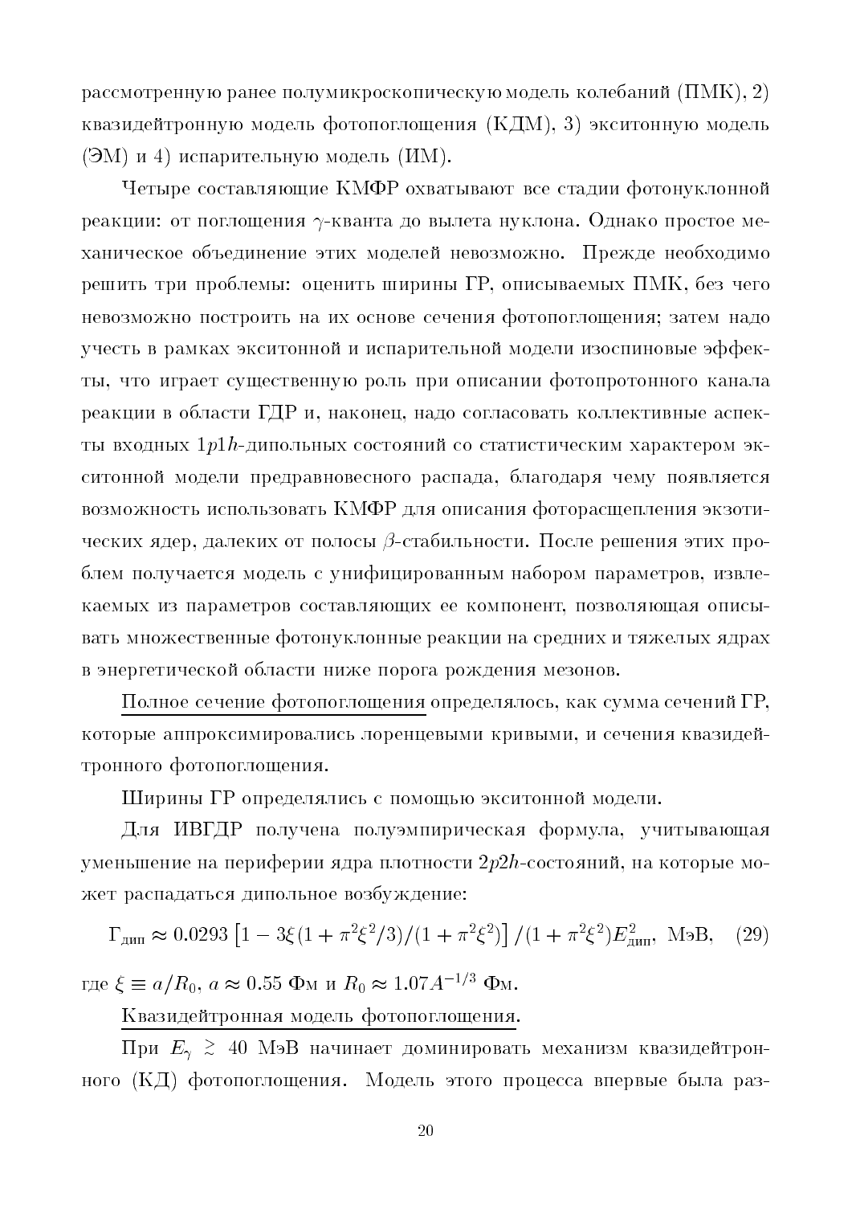рассмотренную ранее полумикроскопическую модель колебаний (ПМК), 2) квазидейтронную модель фотопоглощения (КДМ), 3) экситонную модель (ЭМ) и 4) испарительную модель (ИМ).

Четыре составляющие КМФР охватывают все стадии фотонуклонной реакции: от поглощения $\gamma$-кванта до вылета нуклона. Однако простое механическое объединение этих моделей невозможно. Прежде необходимо решить три проблемы: оценить ширины ГР, описываемых ПМК, без чего невозможно построить на их основе сечения фотопоглощения; затем надо учесть в рамках экситонной и испарительной модели изоспиновые эффекты, что играет существенную роль при описании фотопротонного канала реакции в области ГДР и, наконец, надо согласовать коллективные аспекты входных $1p1h$-дипольных состояний со статистическим характером экситонной модели предравновесного распада, благодаря чему появляется возможность использовать КМФР для описания фоторасщепления экзотических ядер, далеких от полосы $\beta$-стабильности. После решения этих проблем получается модель с унифицированным набором параметров, извлекаемых из параметров составляющих ее компонент, позволяющая описывать множественные фотонуклонные реакции на средних и тяжелых ядрах в энергетической области ниже порога рождения мезонов.

<u>Полное сечение фотопоглощения</u> определялось, как сумма сечений ГР, которые аппроксимировались лоренцевыми кривыми, и сечения квазидейтронного фотопоглощения.

Ширины ГР определялись с помощью экситонной модели.

Для ИВГДР получена полуэмпирическая формула, учитывающая уменьшение на периферии ядра плотности $2p2h$-состояний, на которые может распадаться дипольное возбуждение:

$$\Gamma_{\text{дип}} \approx 0.0293\left[1 - 3\xi(1+\pi^2\xi^2/3)/(1+\pi^2\xi^2)\right]/(1+\pi^2\xi^2)E^2_{\text{дип}}, \text{ МэВ}, \quad (29)$$

где $\xi \equiv a/R_0$, $a \approx 0.55$ Фм и $R_0 \approx 1.07A^{-1/3}$ Фм.

<u>Квазидейтронная модель фотопоглощения.</u>

При $E_\gamma \gtrsim 40$ МэВ начинает доминировать механизм квазидейтронного (КД) фотопоглощения. Модель этого процесса впервые была раз-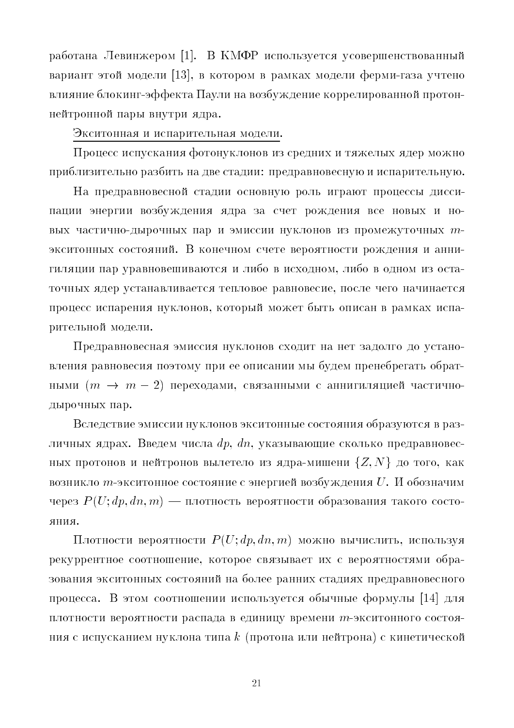работана Левинжером [1]. В КМФР используется усовершенствованный вариант этой модели [13], в котором в рамках модели ферми-газа учтено влияние блокинг-эффекта Паули на возбуждение коррелированной протон-нейтронной пары внутри ядра.

Экситонная и испарительная модели.

Процесс испускания фотонуклонов из средних и тяжелых ядер можно приблизительно разбить на две стадии: предравновесную и испарительную.

На предравновесной стадии основную роль играют процессы диссипации энергии возбуждения ядра за счет рождения все новых и новых частично-дырочных пар и эмиссии нуклонов из промежуточных $m$-экситонных состояний. В конечном счете вероятности рождения и аннигиляции пар уравновешиваются и либо в исходном, либо в одном из остаточных ядер устанавливается тепловое равновесие, после чего начинается процесс испарения нуклонов, который может быть описан в рамках испарительной модели.

Предравновесная эмиссия нуклонов сходит на нет задолго до установления равновесия поэтому при ее описании мы будем пренебрегать обратными ($m \to m-2$) переходами, связанными с аннигиляцией частично-дырочных пар.

Вследствие эмиссии нуклонов экситонные состояния образуются в различных ядрах. Введем числа $dp$, $dn$, указывающие сколько предравновесных протонов и нейтронов вылетело из ядра-мишени $\{Z, N\}$ до того, как возникло $m$-экситонное состояние с энергией возбуждения $U$. И обозначим через $P(U; dp, dn, m)$ — плотность вероятности образования такого состояния.

Плотности вероятности $P(U; dp, dn, m)$ можно вычислить, используя рекуррентное соотношение, которое связывает их с вероятностями образования экситонных состояний на более ранних стадиях предравновесного процесса. В этом соотношении используется обычные формулы [14] для плотности вероятности распада в единицу времени $m$-экситонного состояния с испусканием нуклона типа $k$ (протона или нейтрона) с кинетической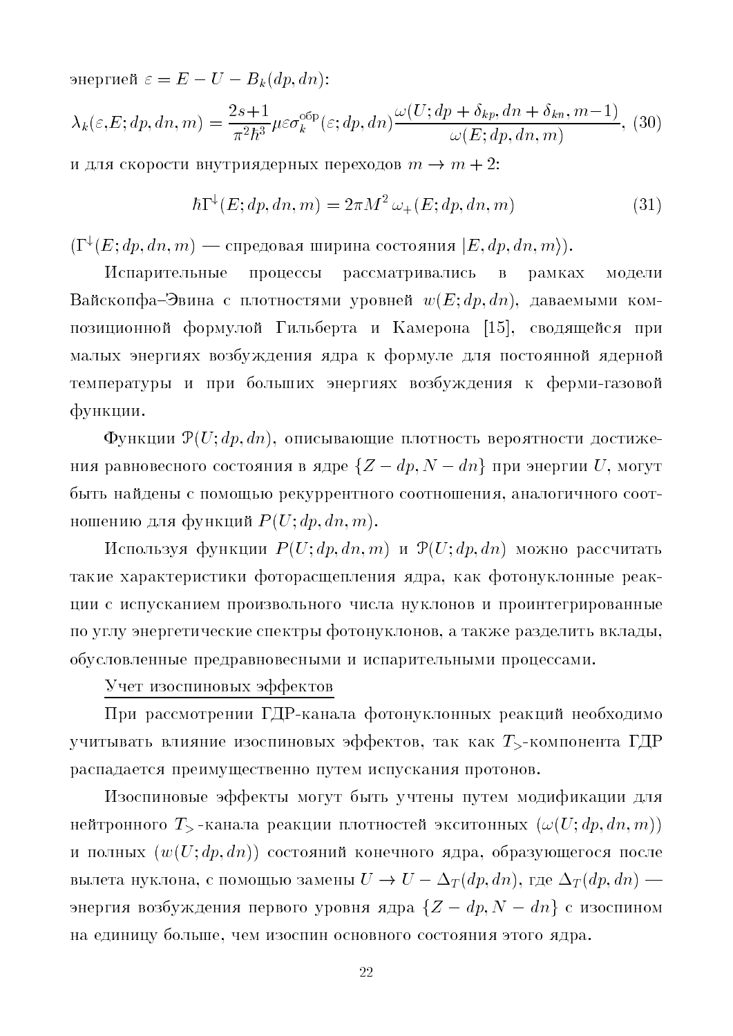энергией $\varepsilon = E - U - B_k(dp, dn)$:

$$\lambda_k(\varepsilon, E; dp, dn, m) = \frac{2s+1}{\pi^2 \hbar^3} \mu \varepsilon \sigma_k^{\text{обр}}(\varepsilon; dp, dn) \frac{\omega(U; dp + \delta_{kp}, dn + \delta_{kn}, m-1)}{\omega(E; dp, dn, m)}, \quad (30)$$

и для скорости внутриядерных переходов $m \to m + 2$:

$$\hbar \Gamma^{\downarrow}(E; dp, dn, m) = 2\pi M^2 \, \omega_+(E; dp, dn, m) \quad (31)$$

($\Gamma^{\downarrow}(E; dp, dn, m)$ — спредовая ширина состояния $|E, dp, dn, m\rangle$).

Испарительные процессы рассматривались в рамках модели Вайскопфа–Эвина с плотностями уровней $w(E; dp, dn)$, даваемыми композиционной формулой Гильберта и Камерона [15], сводящейся при малых энергиях возбуждения ядра к формуле для постоянной ядерной температуры и при больших энергиях возбуждения к ферми-газовой функции.

Функции $\mathcal{P}(U; dp, dn)$, описывающие плотность вероятности достижения равновесного состояния в ядре $\{Z - dp, N - dn\}$ при энергии $U$, могут быть найдены с помощью рекуррентного соотношения, аналогичного соотношению для функций $P(U; dp, dn, m)$.

Используя функции $P(U; dp, dn, m)$ и $\mathcal{P}(U; dp, dn)$ можно рассчитать такие характеристики фоторасщепления ядра, как фотонуклонные реакции с испусканием произвольного числа нуклонов и проинтегрированные по углу энергетические спектры фотонуклонов, а также разделить вклады, обусловленные предравновесными и испарительными процессами.

Учет изоспиновых эффектов

При рассмотрении ГДР-канала фотонуклонных реакций необходимо учитывать влияние изоспиновых эффектов, так как $T_>$-компонента ГДР распадается преимущественно путем испускания протонов.

Изоспиновые эффекты могут быть учтены путем модификации для нейтронного $T_>$-канала реакции плотностей экситонных ($\omega(U; dp, dn, m)$) и полных ($w(U; dp, dn)$) состояний конечного ядра, образующегося после вылета нуклона, с помощью замены $U \to U - \Delta_T(dp, dn)$, где $\Delta_T(dp, dn)$ — энергия возбуждения первого уровня ядра $\{Z - dp, N - dn\}$ с изоспином на единицу больше, чем изоспин основного состояния этого ядра.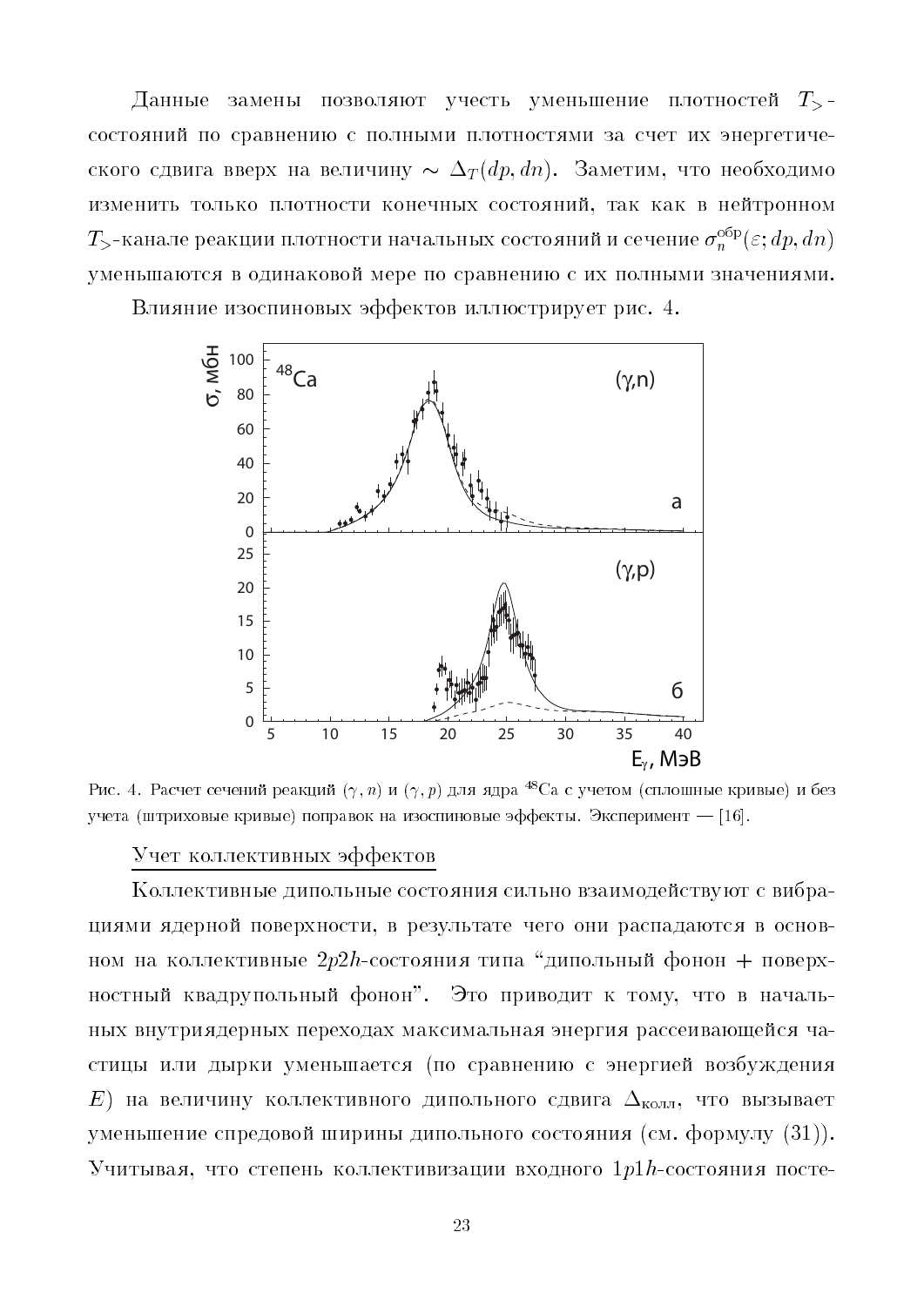Данные замены позволяют учесть уменьшение плотностей $T_>$-состояний по сравнению с полными плотностями за счет их энергетического сдвига вверх на величину $\sim \Delta_T(dp, dn)$. Заметим, что необходимо изменить только плотности конечных состояний, так как в нейтронном $T_>$-канале реакции плотности начальных состояний и сечение $\sigma_n^{\text{обр}}(\varepsilon; dp, dn)$ уменьшаются в одинаковой мере по сравнению с их полными значениями.

Влияние изоспиновых эффектов иллюстрирует рис. 4.

Рис. 4. Расчет сечений реакций $(\gamma, n)$ и $(\gamma, p)$ для ядра $^{48}$Ca с учетом (сплошные кривые) и без учета (штриховые кривые) поправок на изоспиновые эффекты. Эксперимент — [16].

<u>Учет коллективных эффектов</u>

Коллективные дипольные состояния сильно взаимодействуют с вибрациями ядерной поверхности, в результате чего они распадаются в основном на коллективные $2p2h$-состояния типа "дипольный фонон + поверхностный квадрупольный фонон". Это приводит к тому, что в начальных внутриядерных переходах максимальная энергия рассеивающейся частицы или дырки уменьшается (по сравнению с энергией возбуждения $E$) на величину коллективного дипольного сдвига $\Delta_{\text{колл}}$, что вызывает уменьшение спредовой ширины дипольного состояния (см. формулу (31)). Учитывая, что степень коллективизации входного $1p1h$-состояния посте-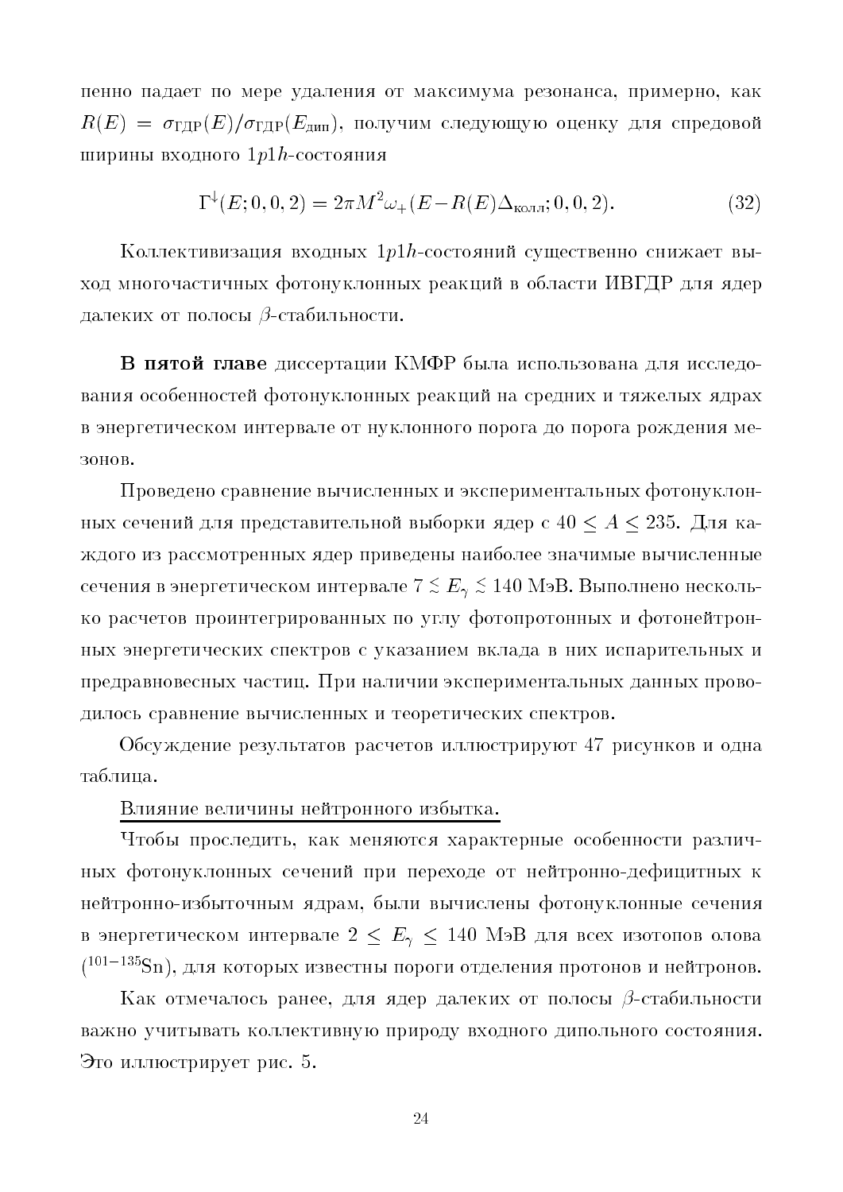пенно падает по мере удаления от максимума резонанса, примерно, как $R(E) = \sigma_{\text{ГДР}}(E)/\sigma_{\text{ГДР}}(E_{\text{дип}})$, получим следующую оценку для спредовой ширины входного $1p1h$-состояния

$$\Gamma^{\downarrow}(E;0,0,2) = 2\pi M^2 \omega_+(E - R(E)\Delta_{\text{колл}};0,0,2). \tag{32}$$

Коллективизация входных $1p1h$-состояний существенно снижает выход многочастичных фотонуклонных реакций в области ИВГДР для ядер далеких от полосы $\beta$-стабильности.

**В пятой главе** диссертации КМФР была использована для исследования особенностей фотонуклонных реакций на средних и тяжелых ядрах в энергетическом интервале от нуклонного порога до порога рождения мезонов.

Проведено сравнение вычисленных и экспериментальных фотонуклонных сечений для представительной выборки ядер с $40 \leq A \leq 235$. Для каждого из рассмотренных ядер приведены наиболее значимые вычисленные сечения в энергетическом интервале $7 \lesssim E_\gamma \lesssim 140$ МэВ. Выполнено несколько расчетов проинтегрированных по углу фотопротонных и фотонейтронных энергетических спектров с указанием вклада в них испарительных и предравновесных частиц. При наличии экспериментальных данных проводилось сравнение вычисленных и теоретических спектров.

Обсуждение результатов расчетов иллюстрируют 47 рисунков и одна таблица.

Влияние величины нейтронного избытка.

Чтобы проследить, как меняются характерные особенности различных фотонуклонных сечений при переходе от нейтронно-дефицитных к нейтронно-избыточным ядрам, были вычислены фотонуклонные сечения в энергетическом интервале $2 \leq E_\gamma \leq 140$ МэВ для всех изотопов олова ($^{101-135}$Sn), для которых известны пороги отделения протонов и нейтронов.

Как отмечалось ранее, для ядер далеких от полосы $\beta$-стабильности важно учитывать коллективную природу входного дипольного состояния. Это иллюстрирует рис. 5.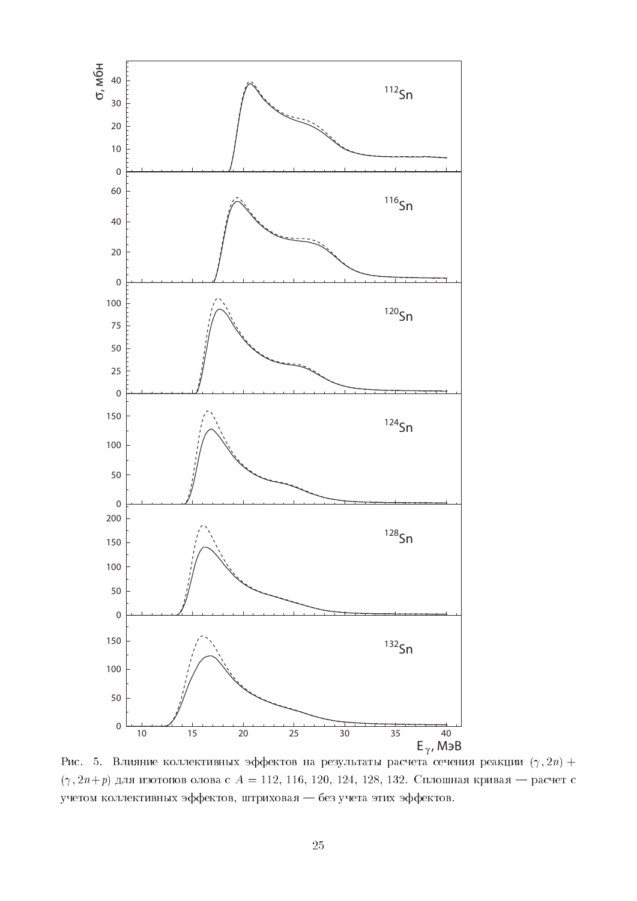Рис. 5. Влияние коллективных эффектов на результаты расчета сечения реакции $(\gamma, 2n) + (\gamma, 2n{+}p)$ для изотопов олова с $A = 112$, 116, 120, 124, 128, 132. Сплошная кривая — расчет с учетом коллективных эффектов, штриховая — без учета этих эффектов.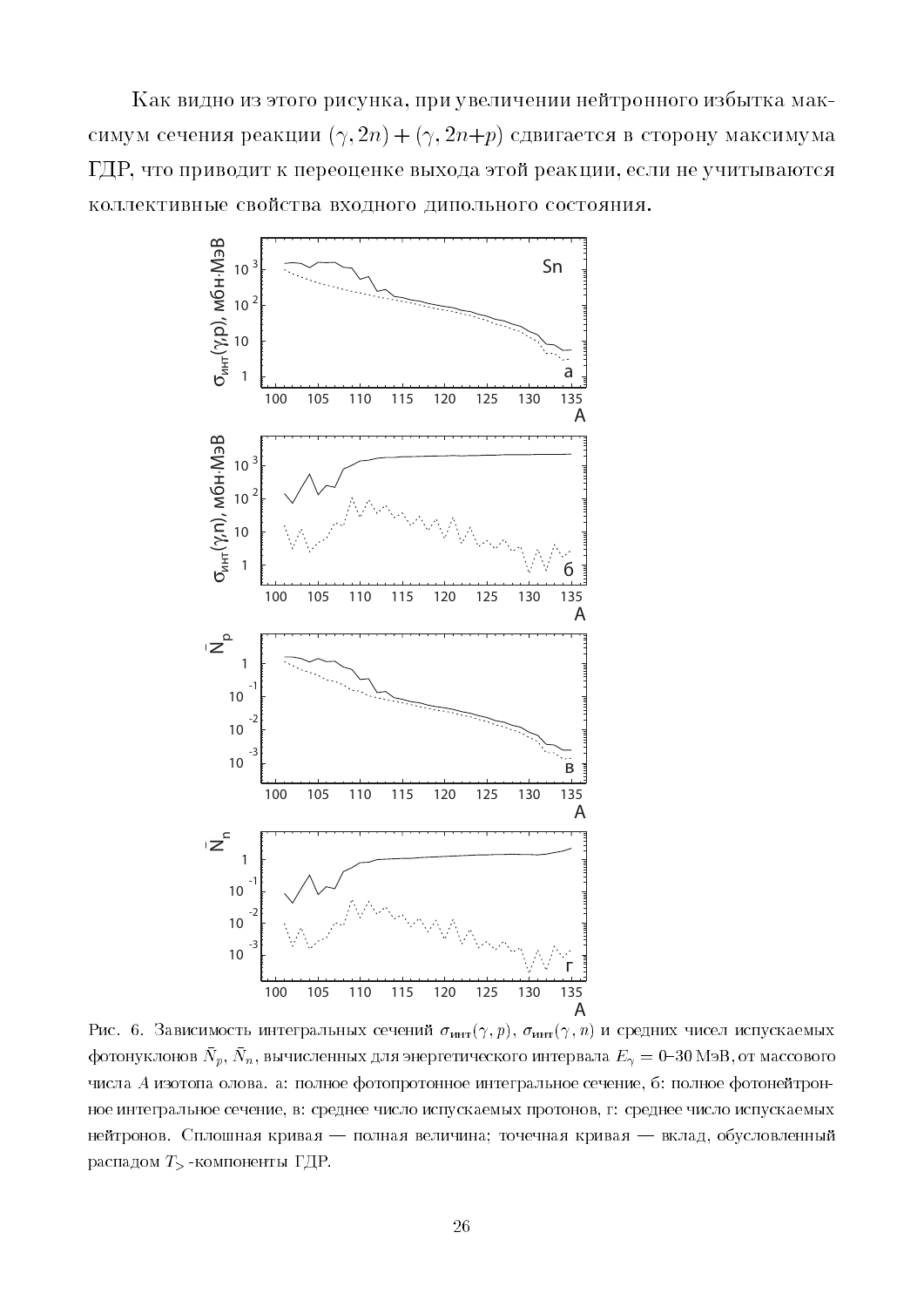Как видно из этого рисунка, при увеличении нейтронного избытка максимум сечения реакции $(\gamma, 2n) + (\gamma, 2n{+}p)$ сдвигается в сторону максимума ГДР, что приводит к переоценке выхода этой реакции, если не учитываются коллективные свойства входного дипольного состояния.

Рис. 6. Зависимость интегральных сечений $\sigma_{\text{инт}}(\gamma, p)$, $\sigma_{\text{инт}}(\gamma, n)$ и средних чисел испускаемых фотонуклонов $\bar{N}_p$, $\bar{N}_n$, вычисленных для энергетического интервала $E_\gamma = 0$–$30$ МэВ, от массового числа $A$ изотопа олова. а: полное фотопротонное интегральное сечение, б: полное фотонейтронное интегральное сечение, в: среднее число испускаемых протонов, г: среднее число испускаемых нейтронов. Сплошная кривая — полная величина; точечная кривая — вклад, обусловленный распадом $T_>$-компоненты ГДР.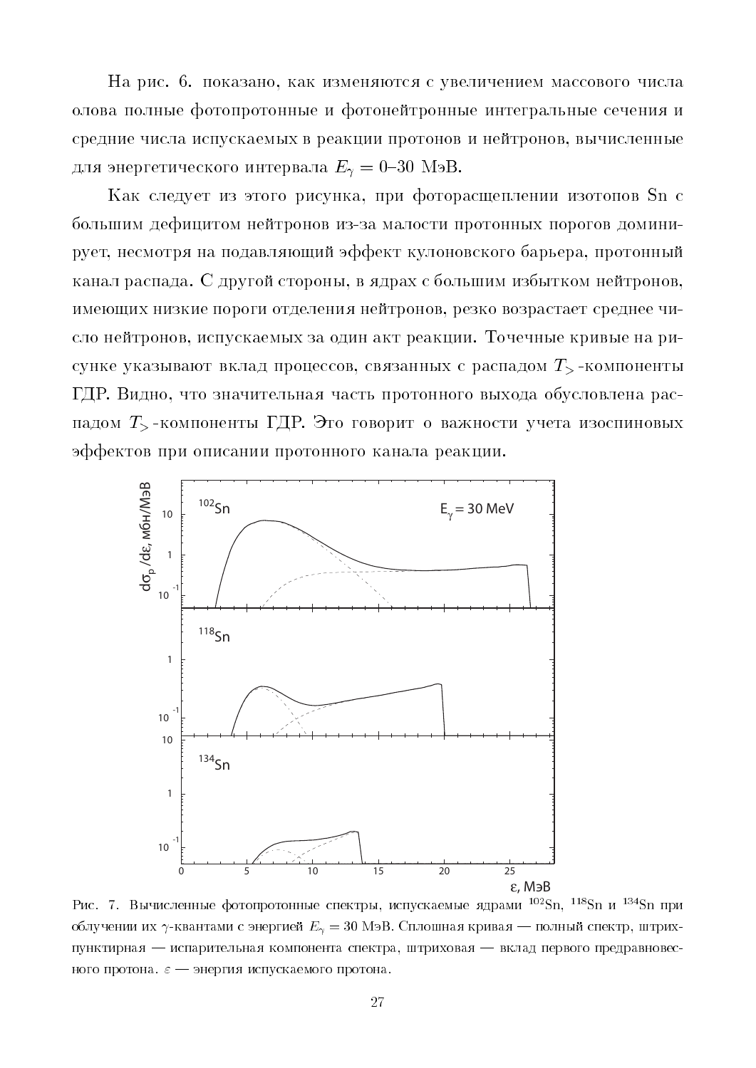На рис. 6. показано, как изменяются с увеличением массового числа олова полные фотопротонные и фотонейтронные интегральные сечения и средние числа испускаемых в реакции протонов и нейтронов, вычисленные для энергетического интервала $E_\gamma = 0$–$30$ МэВ.

Как следует из этого рисунка, при фоторасщеплении изотопов Sn с большим дефицитом нейтронов из-за малости протонных порогов доминирует, несмотря на подавляющий эффект кулоновского барьера, протонный канал распада. С другой стороны, в ядрах с большим избытком нейтронов, имеющих низкие пороги отделения нейтронов, резко возрастает среднее число нейтронов, испускаемых за один акт реакции. Точечные кривые на рисунке указывают вклад процессов, связанных с распадом $T_>$-компоненты ГДР. Видно, что значительная часть протонного выхода обусловлена распадом $T_>$-компоненты ГДР. Это говорит о важности учета изоспиновых эффектов при описании протонного канала реакции.

Рис. 7. Вычисленные фотопротонные спектры, испускаемые ядрами $^{102}$Sn, $^{118}$Sn и $^{134}$Sn при облучении их $\gamma$-квантами с энергией $E_\gamma = 30$ МэВ. Сплошная кривая — полный спектр, штрихпунктирная — испарительная компонента спектра, штриховая — вклад первого предравновесного протона. $\varepsilon$ — энергия испускаемого протона.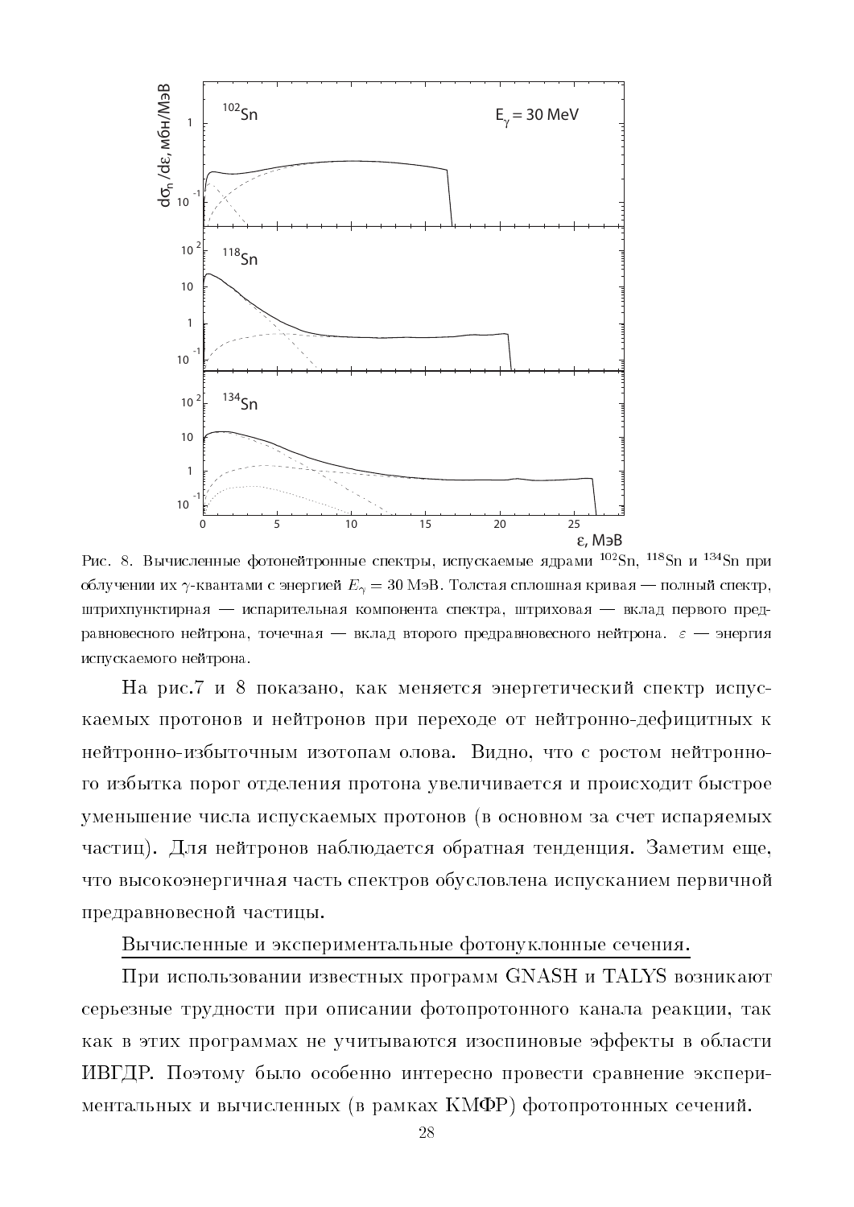Рис. 8. Вычисленные фотонейтронные спектры, испускаемые ядрами $^{102}$Sn, $^{118}$Sn и $^{134}$Sn при облучении их $\gamma$-квантами с энергией $E_\gamma = 30$ МэВ. Толстая сплошная кривая — полный спектр, штрихпунктирная — испарительная компонента спектра, штриховая — вклад первого предравновесного нейтрона, точечная — вклад второго предравновесного нейтрона. $\varepsilon$ — энергия испускаемого нейтрона.

На рис.7 и 8 показано, как меняется энергетический спектр испускаемых протонов и нейтронов при переходе от нейтронно-дефицитных к нейтронно-избыточным изотопам олова. Видно, что с ростом нейтронного избытка порог отделения протона увеличивается и происходит быстрое уменьшение числа испускаемых протонов (в основном за счет испаряемых частиц). Для нейтронов наблюдается обратная тенденция. Заметим еще, что высокоэнергичная часть спектров обусловлена испусканием первичной предравновесной частицы.

Вычисленные и экспериментальные фотонуклонные сечения.

При использовании известных программ GNASH и TALYS возникают серьезные трудности при описании фотопротонного канала реакции, так как в этих программах не учитываются изоспиновые эффекты в области ИВГДР. Поэтому было особенно интересно провести сравнение экспериментальных и вычисленных (в рамках КМФР) фотопротонных сечений.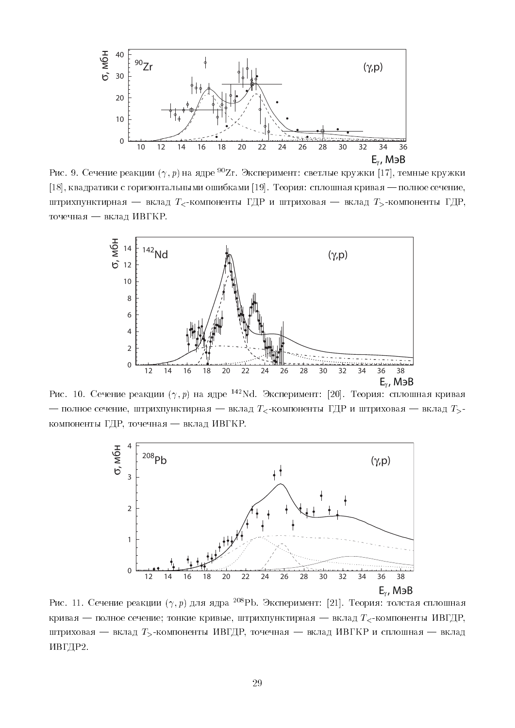Рис. 9. Сечение реакции $(\gamma, p)$ на ядре $^{90}$Zr. Эксперимент: светлые кружки [17], темные кружки [18], квадратики с горизонтальными ошибками [19]. Теория: сплошная кривая — полное сечение, штрихпунктирная — вклад $T_<$-компоненты ГДР и штриховая — вклад $T_>$-компоненты ГДР, точечная — вклад ИВГКР.

Рис. 10. Сечение реакции $(\gamma, p)$ на ядре $^{142}$Nd. Эксперимент: [20]. Теория: сплошная кривая — полное сечение, штрихпунктирная — вклад $T_<$-компоненты ГДР и штриховая — вклад $T_>$-компоненты ГДР, точечная — вклад ИВГКР.

Рис. 11. Сечение реакции $(\gamma, p)$ для ядра $^{208}$Pb. Эксперимент: [21]. Теория: толстая сплошная кривая — полное сечение; тонкие кривые, штрихпунктирная — вклад $T_<$-компоненты ИВГДР, штриховая — вклад $T_>$-компоненты ИВГДР, точечная — вклад ИВГКР и сплошная — вклад ИВГДР2.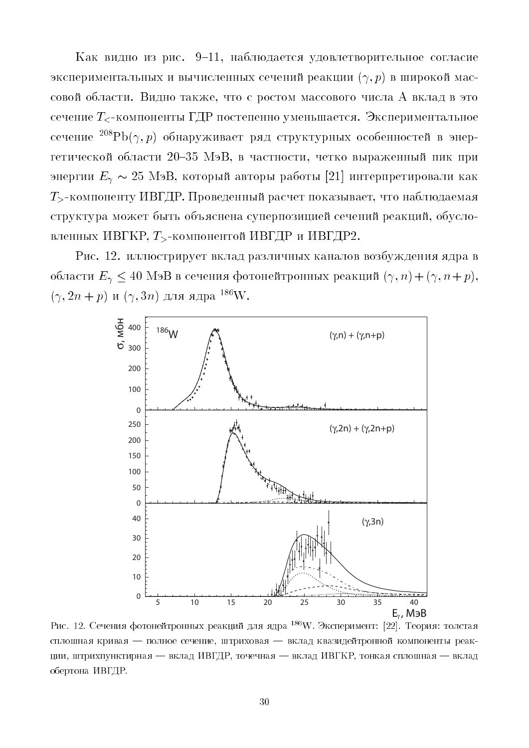Как видно из рис. 9–11, наблюдается удовлетворительное согласие экспериментальных и вычисленных сечений реакции $(\gamma, p)$ в широкой массовой области. Видно также, что с ростом массового числа A вклад в это сечение $T_<$-компоненты ГДР постепенно уменьшается. Экспериментальное сечение $^{208}$Pb$(\gamma, p)$ обнаруживает ряд структурных особенностей в энергетической области 20–35 МэВ, в частности, четко выраженный пик при энергии $E_\gamma \sim 25$ МэВ, который авторы работы [21] интерпретировали как $T_>$-компоненту ИВГДР. Проведенный расчет показывает, что наблюдаемая структура может быть объяснена суперпозицией сечений реакций, обусловленных ИВГКР, $T_>$-компонентой ИВГДР и ИВГДР2.

Рис. 12. иллюстрирует вклад различных каналов возбуждения ядра в области $E_\gamma \leq 40$ МэВ в сечения фотонейтронных реакций $(\gamma, n) + (\gamma, n+p)$, $(\gamma, 2n+p)$ и $(\gamma, 3n)$ для ядра $^{186}$W.

Рис. 12. Сечения фотонейтронных реакций для ядра $^{186}$W. Эксперимент: [22]. Теория: толстая сплошная кривая — полное сечение, штриховая — вклад квазидейтронной компоненты реакции, штрихпунктирная — вклад ИВГДР, точечная — вклад ИВГКР, тонкая сплошная — вклад обертона ИВГДР.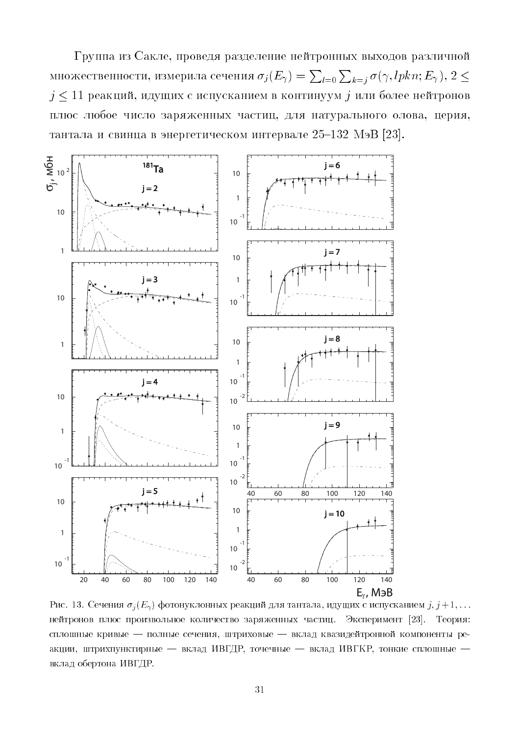Группа из Сакле, проведя разделение нейтронных выходов различной множественности, измерила сечения $\sigma_j(E_\gamma) = \sum_{l=0} \sum_{k=j} \sigma(\gamma, lpkn; E_\gamma)$, $2 \leq j \leq 11$ реакций, идущих с испусканием в континуум $j$ или более нейтронов плюс любое число заряженных частиц, для натурального олова, церия, тантала и свинца в энергетическом интервале 25–132 МэВ [23].

Рис. 13. Сечения $\sigma_j(E_\gamma)$ фотонуклонных реакций для тантала, идущих с испусканием $j, j+1, \ldots$ нейтронов плюс произвольное количество заряженных частиц. Эксперимент [23]. Теория: сплошные кривые — полные сечения, штриховые — вклад квазидейтронной компоненты реакции, штрихпунктирные — вклад ИВГДР, точечные — вклад ИВГКР, тонкие сплошные — вклад обертона ИВГДР.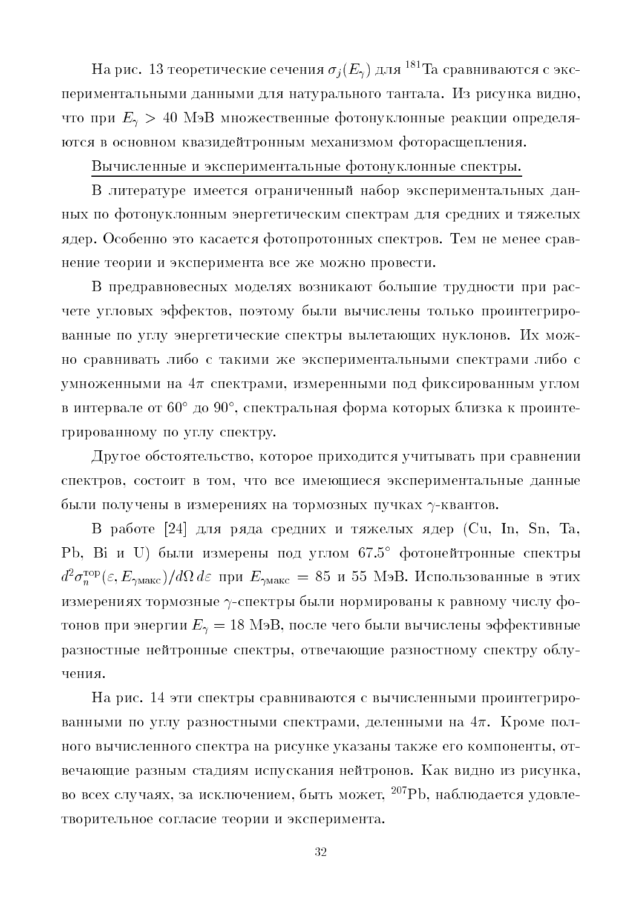На рис. 13 теоретические сечения $\sigma_j(E_\gamma)$ для $^{181}$Ta сравниваются с экспериментальными данными для натурального тантала. Из рисунка видно, что при $E_\gamma > 40$ МэВ множественные фотонуклонные реакции определяются в основном квазидейтронным механизмом фоторасщепления.

Вычисленные и экспериментальные фотонуклонные спектры.

В литературе имеется ограниченный набор экспериментальных данных по фотонуклонным энергетическим спектрам для средних и тяжелых ядер. Особенно это касается фотопротонных спектров. Тем не менее сравнение теории и эксперимента все же можно провести.

В предравновесных моделях возникают большие трудности при расчете угловых эффектов, поэтому были вычислены только проинтегрированные по углу энергетические спектры вылетающих нуклонов. Их можно сравнивать либо с такими же экспериментальными спектрами либо с умноженными на $4\pi$ спектрами, измеренными под фиксированным углом в интервале от $60°$ до $90°$, спектральная форма которых близка к проинтегрированному по углу спектру.

Другое обстоятельство, которое приходится учитывать при сравнении спектров, состоит в том, что все имеющиеся экспериментальные данные были получены в измерениях на тормозных пучках $\gamma$-квантов.

В работе [24] для ряда средних и тяжелых ядер (Cu, In, Sn, Ta, Pb, Bi и U) были измерены под углом $67.5°$ фотонейтронные спектры $d^2\sigma_n^{\text{тор}}(\varepsilon, E_{\gamma\text{макс}})/d\Omega\, d\varepsilon$ при $E_{\gamma\text{макс}} = 85$ и 55 МэВ. Использованные в этих измерениях тормозные $\gamma$-спектры были нормированы к равному числу фотонов при энергии $E_\gamma = 18$ МэВ, после чего были вычислены эффективные разностные нейтронные спектры, отвечающие разностному спектру облучения.

На рис. 14 эти спектры сравниваются с вычисленными проинтегрированными по углу разностными спектрами, деленными на $4\pi$. Кроме полного вычисленного спектра на рисунке указаны также его компоненты, отвечающие разным стадиям испускания нейтронов. Как видно из рисунка, во всех случаях, за исключением, быть может, $^{207}$Pb, наблюдается удовлетворительное согласие теории и эксперимента.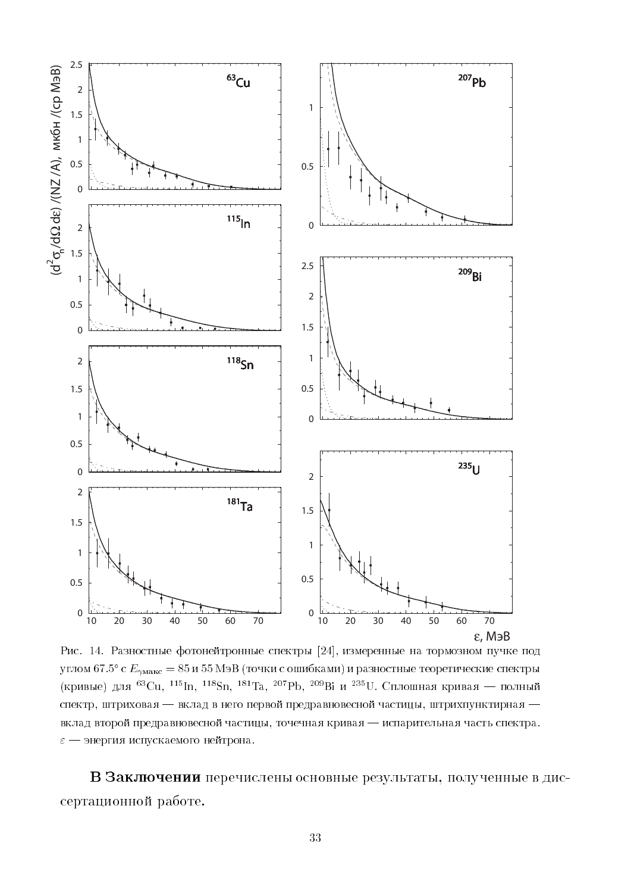Рис. 14. Разностные фотонейтронные спектры [24], измеренные на тормозном пучке под углом 67.5° с $E_{\gamma \text{макс}} = 85$ и 55 МэВ (точки с ошибками) и разностные теоретические спектры (кривые) для $^{63}$Cu, $^{115}$In, $^{118}$Sn, $^{181}$Ta, $^{207}$Pb, $^{209}$Bi и $^{235}$U. Сплошная кривая — полный спектр, штриховая — вклад в него первой предравновесной частицы, штрихпунктирная — вклад второй предравновесной частицы, точечная кривая — испарительная часть спектра. $\varepsilon$ — энергия испускаемого нейтрона.

**В Заключении** перечислены основные результаты, полученные в диссертационной работе.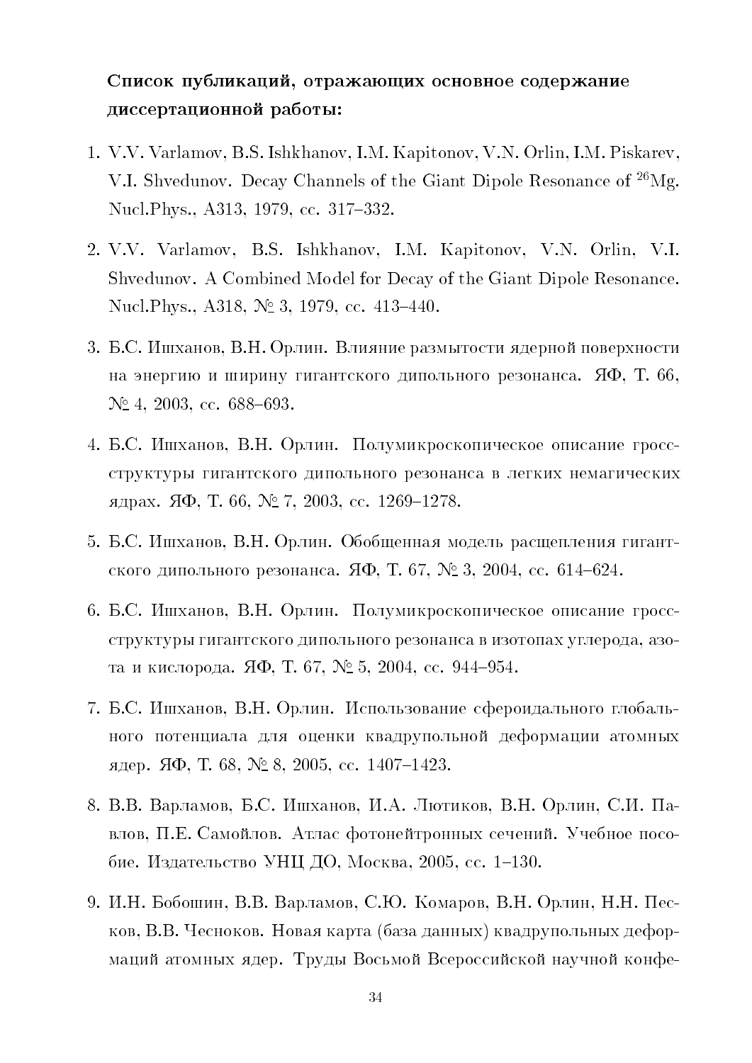**Список публикаций, отражающих основное содержание диссертационной работы:**

1. V.V. Varlamov, B.S. Ishkhanov, I.M. Kapitonov, V.N. Orlin, I.M. Piskarev, V.I. Shvedunov. Decay Channels of the Giant Dipole Resonance of $^{26}$Mg. Nucl.Phys., A313, 1979, сс. 317–332.

2. V.V. Varlamov, B.S. Ishkhanov, I.M. Kapitonov, V.N. Orlin, V.I. Shvedunov. A Combined Model for Decay of the Giant Dipole Resonance. Nucl.Phys., A318, № 3, 1979, сс. 413–440.

3. Б.С. Ишханов, В.Н. Орлин. Влияние размытости ядерной поверхности на энергию и ширину гигантского дипольного резонанса. ЯФ, Т. 66, № 4, 2003, сс. 688–693.

4. Б.С. Ишханов, В.Н. Орлин. Полумикроскопическое описание гросс-структуры гигантского дипольного резонанса в легких немагических ядрах. ЯФ, Т. 66, № 7, 2003, сс. 1269–1278.

5. Б.С. Ишханов, В.Н. Орлин. Обобщенная модель расщепления гигантского дипольного резонанса. ЯФ, Т. 67, № 3, 2004, сс. 614–624.

6. Б.С. Ишханов, В.Н. Орлин. Полумикроскопическое описание гросс-структуры гигантского дипольного резонанса в изотопах углерода, азота и кислорода. ЯФ, Т. 67, № 5, 2004, сс. 944–954.

7. Б.С. Ишханов, В.Н. Орлин. Использование сфероидального глобального потенциала для оценки квадрупольной деформации атомных ядер. ЯФ, Т. 68, № 8, 2005, сс. 1407–1423.

8. В.В. Варламов, Б.С. Ишханов, И.А. Лютиков, В.Н. Орлин, С.И. Павлов, П.Е. Самойлов. Атлас фотонейтронных сечений. Учебное пособие. Издательство УНЦ ДО, Москва, 2005, сс. 1–130.

9. И.Н. Бобошин, В.В. Варламов, С.Ю. Комаров, В.Н. Орлин, Н.Н. Песков, В.В. Чесноков. Новая карта (база данных) квадрупольных деформаций атомных ядер. Труды Восьмой Всероссийской научной конфе-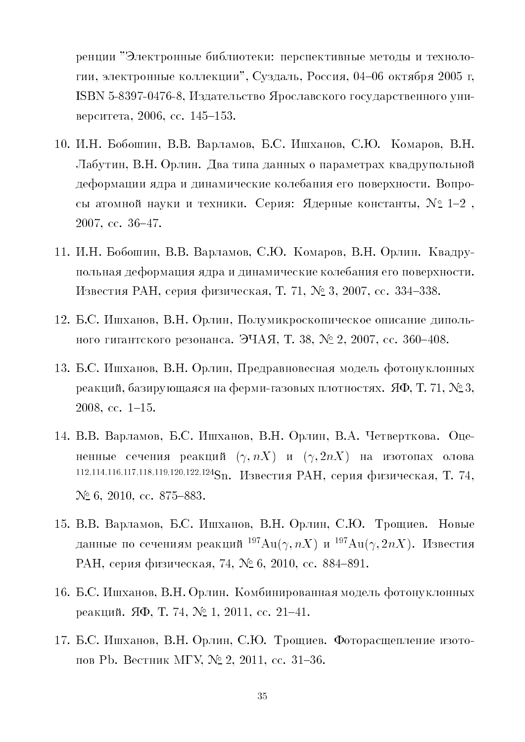ренции "Электронные библиотеки: перспективные методы и технологии, электронные коллекции", Суздаль, Россия, 04–06 октября 2005 г, ISBN 5-8397-0476-8, Издательство Ярославского государственного университета, 2006, сс. 145–153.

10. И.Н. Бобошин, В.В. Варламов, Б.С. Ишханов, С.Ю. Комаров, В.Н. Лабутин, В.Н. Орлин. Два типа данных о параметрах квадрупольной деформации ядра и динамические колебания его поверхности. Вопросы атомной науки и техники. Серия: Ядерные константы, № 1–2 , 2007, сс. 36–47.

11. И.Н. Бобошин, В.В. Варламов, С.Ю. Комаров, В.Н. Орлин. Квадрупольная деформация ядра и динамические колебания его поверхности. Известия РАН, серия физическая, Т. 71, № 3, 2007, сс. 334–338.

12. Б.С. Ишханов, В.Н. Орлин, Полумикроскопическое описание дипольного гигантского резонанса. ЭЧАЯ, Т. 38, № 2, 2007, сс. 360–408.

13. Б.С. Ишханов, В.Н. Орлин, Предравновесная модель фотонуклонных реакций, базирующаяся на ферми-газовых плотностях. ЯФ, Т. 71, № 3, 2008, сс. 1–15.

14. В.В. Варламов, Б.С. Ишханов, В.Н. Орлин, В.А. Четверткова. Оцененные сечения реакций $(\gamma, nX)$ и $(\gamma, 2nX)$ на изотопах олова $^{112,114,116,117,118,119,120,122,124}$Sn. Известия РАН, серия физическая, Т. 74, № 6, 2010, сс. 875–883.

15. В.В. Варламов, Б.С. Ишханов, В.Н. Орлин, С.Ю. Трощиев. Новые данные по сечениям реакций $^{197}$Au$(\gamma, nX)$ и $^{197}$Au$(\gamma, 2nX)$. Известия РАН, серия физическая, 74, № 6, 2010, сс. 884–891.

16. Б.С. Ишханов, В.Н. Орлин. Комбинированная модель фотонуклонных реакций. ЯФ, Т. 74, № 1, 2011, сс. 21–41.

17. Б.С. Ишханов, В.Н. Орлин, С.Ю. Трощиев. Фоторасщепление изотопов Pb. Вестник МГУ, № 2, 2011, сс. 31–36.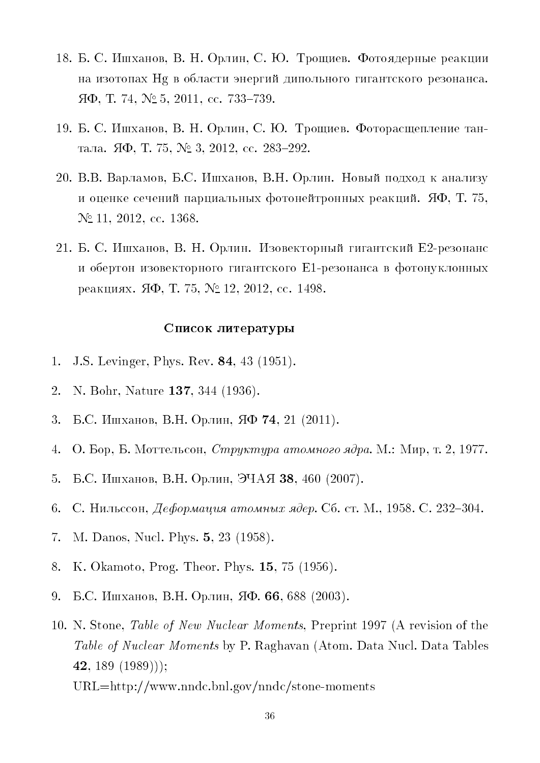18. Б. С. Ишханов, В. Н. Орлин, С. Ю. Трощиев. Фотоядерные реакции на изотопах Hg в области энергий дипольного гигантского резонанса. ЯФ, Т. 74, № 5, 2011, сс. 733–739.

19. Б. С. Ишханов, В. Н. Орлин, С. Ю. Трощиев. Фоторасщепление тантала. ЯФ, Т. 75, № 3, 2012, сс. 283–292.

20. В.В. Варламов, Б.С. Ишханов, В.Н. Орлин. Новый подход к анализу и оценке сечений парциальных фотонейтронных реакций. ЯФ, Т. 75, № 11, 2012, сс. 1368.

21. Б. С. Ишханов, В. Н. Орлин. Изовекторный гигантский E2-резонанс и обертон изовекторного гигантского E1-резонанса в фотонуклонных реакциях. ЯФ, Т. 75, № 12, 2012, сс. 1498.

## Список литературы

1. J.S. Levinger, Phys. Rev. **84**, 43 (1951).
2. N. Bohr, Nature **137**, 344 (1936).
3. Б.С. Ишханов, В.Н. Орлин, ЯФ **74**, 21 (2011).
4. О. Бор, Б. Моттельсон, *Структура атомного ядра*. М.: Мир, т. 2, 1977.
5. Б.С. Ишханов, В.Н. Орлин, ЭЧАЯ **38**, 460 (2007).
6. С. Нильссон, *Деформация атомных ядер*. Сб. ст. М., 1958. С. 232–304.
7. M. Danos, Nucl. Phys. **5**, 23 (1958).
8. K. Okamoto, Prog. Theor. Phys. **15**, 75 (1956).
9. Б.С. Ишханов, В.Н. Орлин, ЯФ. **66**, 688 (2003).
10. N. Stone, *Table of New Nuclear Moments*, Preprint 1997 (A revision of the *Table of Nuclear Moments* by P. Raghavan (Atom. Data Nucl. Data Tables **42**, 189 (1989)));
    URL=http://www.nndc.bnl.gov/nndc/stone-moments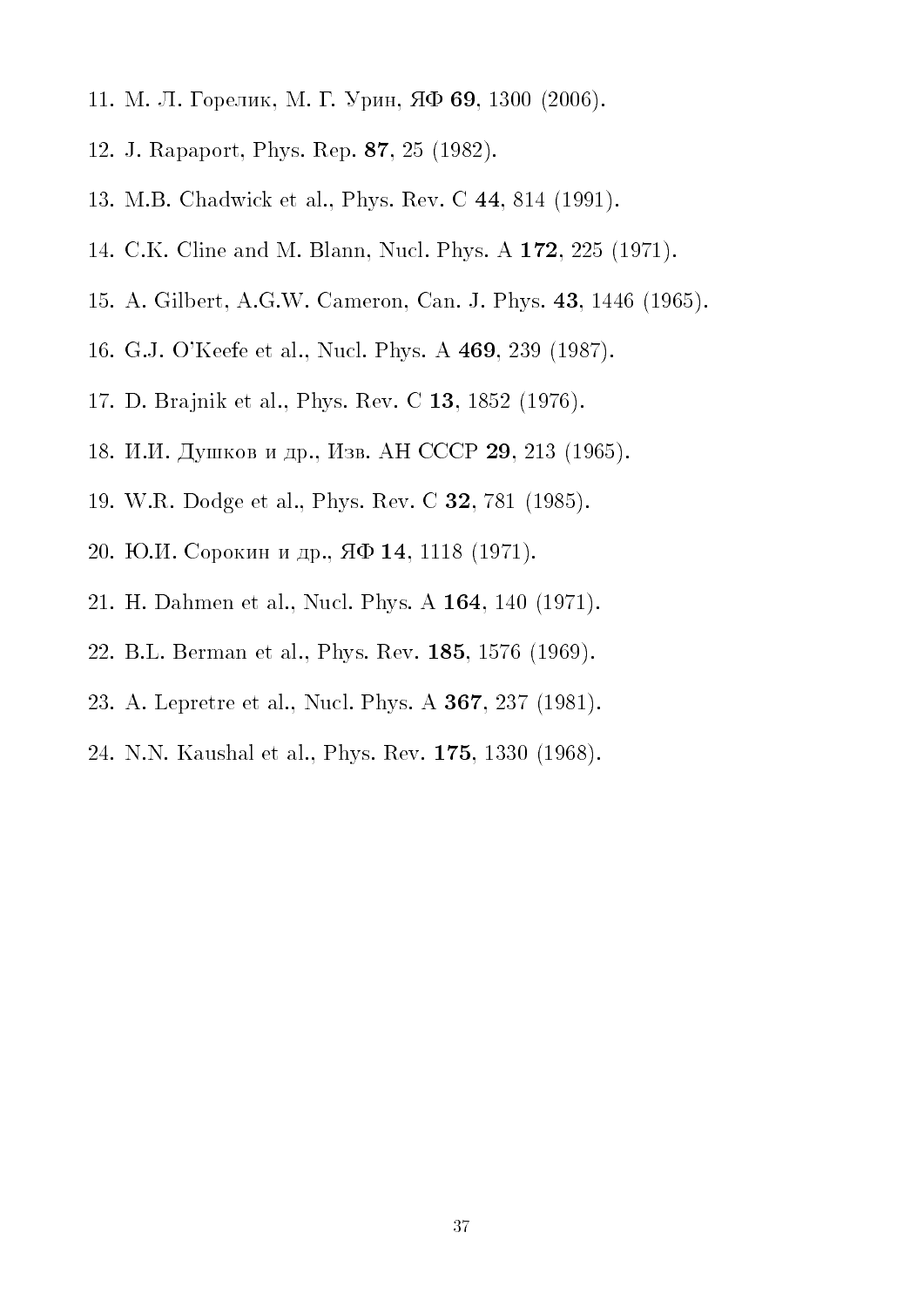11. М. Л. Горелик, М. Г. Урин, ЯФ **69**, 1300 (2006).

12. J. Rapaport, Phys. Rep. **87**, 25 (1982).

13. M.B. Chadwick et al., Phys. Rev. C **44**, 814 (1991).

14. C.K. Cline and M. Blann, Nucl. Phys. A **172**, 225 (1971).

15. A. Gilbert, A.G.W. Cameron, Can. J. Phys. **43**, 1446 (1965).

16. G.J. O'Keefe et al., Nucl. Phys. A **469**, 239 (1987).

17. D. Brajnik et al., Phys. Rev. C **13**, 1852 (1976).

18. И.И. Душков и др., Изв. АН СССР **29**, 213 (1965).

19. W.R. Dodge et al., Phys. Rev. C **32**, 781 (1985).

20. Ю.И. Сорокин и др., ЯФ **14**, 1118 (1971).

21. H. Dahmen et al., Nucl. Phys. A **164**, 140 (1971).

22. B.L. Berman et al., Phys. Rev. **185**, 1576 (1969).

23. A. Lepretre et al., Nucl. Phys. A **367**, 237 (1981).

24. N.N. Kaushal et al., Phys. Rev. **175**, 1330 (1968).